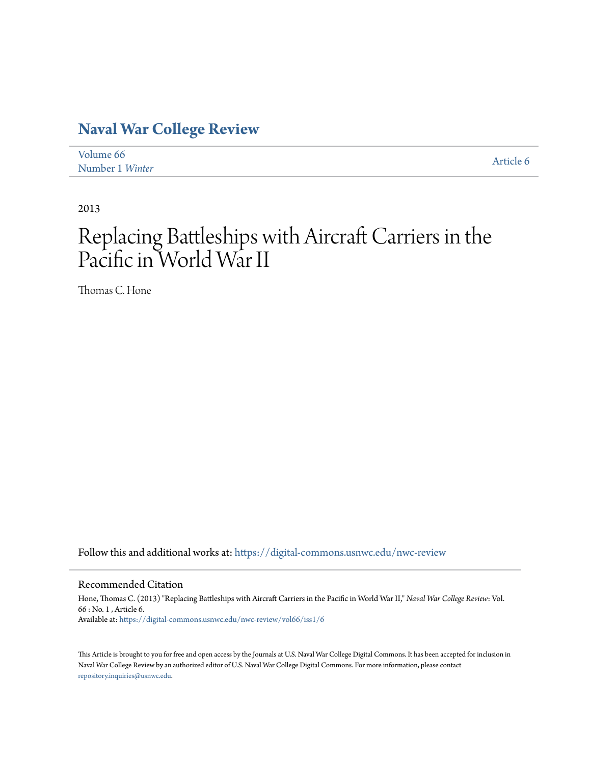# Naval War College Review

Volume 66
Number 1 *Winter*

Article 6

2013

# Replacing Battleships with Aircraft Carriers in the Pacific in World War II

Thomas C. Hone

Follow this and additional works at: https://digital-commons.usnwc.edu/nwc-review

## Recommended Citation

Hone, Thomas C. (2013) "Replacing Battleships with Aircraft Carriers in the Pacific in World War II," *Naval War College Review*: Vol. 66 : No. 1 , Article 6.
Available at: https://digital-commons.usnwc.edu/nwc-review/vol66/iss1/6

This Article is brought to you for free and open access by the Journals at U.S. Naval War College Digital Commons. It has been accepted for inclusion in Naval War College Review by an authorized editor of U.S. Naval War College Digital Commons. For more information, please contact repository.inquiries@usnwc.edu.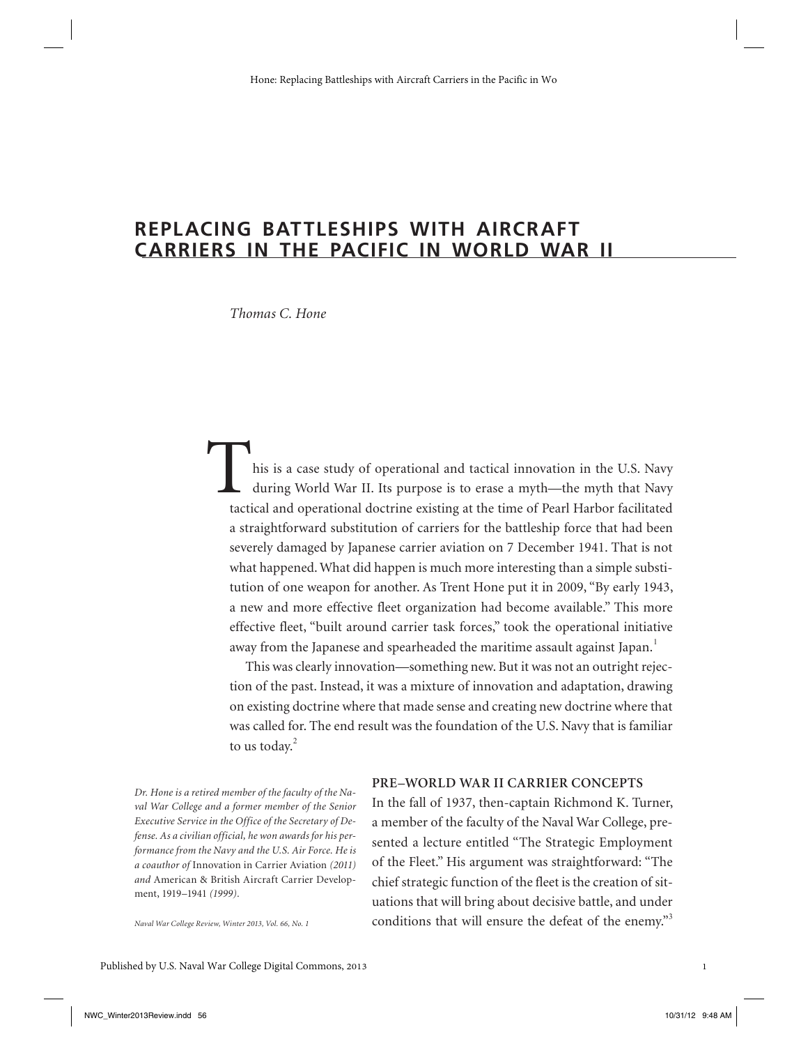# REPLACING BATTLESHIPS WITH AIRCRAFT CARRIERS IN THE PACIFIC IN WORLD WAR II

*Thomas C. Hone*

This is a case study of operational and tactical innovation in the U.S. Navy during World War II. Its purpose is to erase a myth—the myth that Navy tactical and operational doctrine existing at the time of Pearl Harbor facilitated a straightforward substitution of carriers for the battleship force that had been severely damaged by Japanese carrier aviation on 7 December 1941. That is not what happened. What did happen is much more interesting than a simple substitution of one weapon for another. As Trent Hone put it in 2009, "By early 1943, a new and more effective fleet organization had become available." This more effective fleet, "built around carrier task forces," took the operational initiative away from the Japanese and spearheaded the maritime assault against Japan.[1]

This was clearly innovation—something new. But it was not an outright rejection of the past. Instead, it was a mixture of innovation and adaptation, drawing on existing doctrine where that made sense and creating new doctrine where that was called for. The end result was the foundation of the U.S. Navy that is familiar to us today.[2]

## PRE–WORLD WAR II CARRIER CONCEPTS

In the fall of 1937, then-captain Richmond K. Turner, a member of the faculty of the Naval War College, presented a lecture entitled "The Strategic Employment of the Fleet." His argument was straightforward: "The chief strategic function of the fleet is the creation of situations that will bring about decisive battle, and under conditions that will ensure the defeat of the enemy."[3]

*Dr. Hone is a retired member of the faculty of the Naval War College and a former member of the Senior Executive Service in the Office of the Secretary of Defense. As a civilian official, he won awards for his performance from the Navy and the U.S. Air Force. He is a coauthor of* Innovation in Carrier Aviation *(2011) and* American & British Aircraft Carrier Development, 1919–1941 *(1999).*

*Naval War College Review, Winter 2013, Vol. 66, No. 1*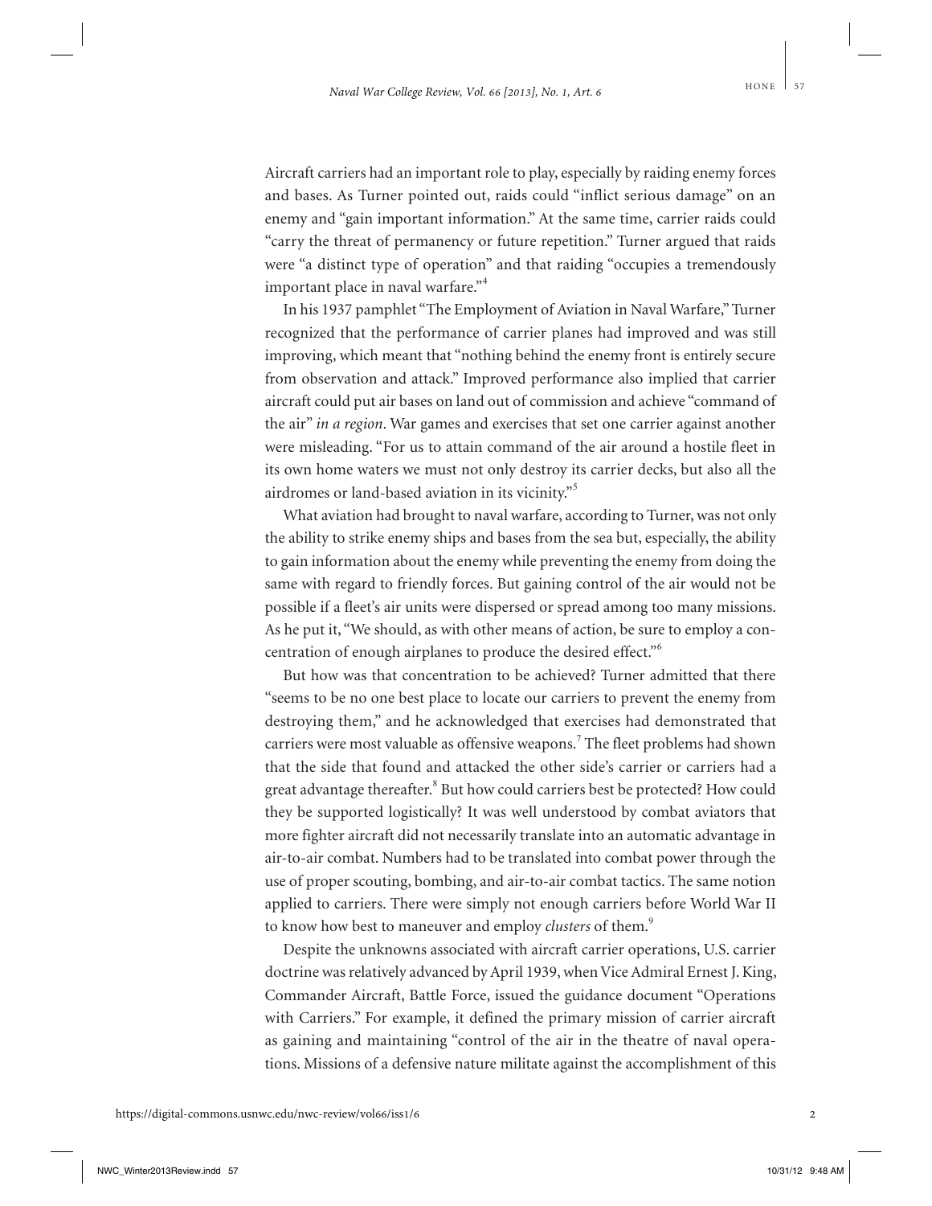Aircraft carriers had an important role to play, especially by raiding enemy forces and bases. As Turner pointed out, raids could "inflict serious damage" on an enemy and "gain important information." At the same time, carrier raids could "carry the threat of permanency or future repetition." Turner argued that raids were "a distinct type of operation" and that raiding "occupies a tremendously important place in naval warfare."[4]

In his 1937 pamphlet "The Employment of Aviation in Naval Warfare," Turner recognized that the performance of carrier planes had improved and was still improving, which meant that "nothing behind the enemy front is entirely secure from observation and attack." Improved performance also implied that carrier aircraft could put air bases on land out of commission and achieve "command of the air" *in a region*. War games and exercises that set one carrier against another were misleading. "For us to attain command of the air around a hostile fleet in its own home waters we must not only destroy its carrier decks, but also all the airdromes or land-based aviation in its vicinity."[5]

What aviation had brought to naval warfare, according to Turner, was not only the ability to strike enemy ships and bases from the sea but, especially, the ability to gain information about the enemy while preventing the enemy from doing the same with regard to friendly forces. But gaining control of the air would not be possible if a fleet's air units were dispersed or spread among too many missions. As he put it, "We should, as with other means of action, be sure to employ a concentration of enough airplanes to produce the desired effect."[6]

But how was that concentration to be achieved? Turner admitted that there "seems to be no one best place to locate our carriers to prevent the enemy from destroying them," and he acknowledged that exercises had demonstrated that carriers were most valuable as offensive weapons.[7] The fleet problems had shown that the side that found and attacked the other side's carrier or carriers had a great advantage thereafter.[8] But how could carriers best be protected? How could they be supported logistically? It was well understood by combat aviators that more fighter aircraft did not necessarily translate into an automatic advantage in air-to-air combat. Numbers had to be translated into combat power through the use of proper scouting, bombing, and air-to-air combat tactics. The same notion applied to carriers. There were simply not enough carriers before World War II to know how best to maneuver and employ *clusters* of them.[9]

Despite the unknowns associated with aircraft carrier operations, U.S. carrier doctrine was relatively advanced by April 1939, when Vice Admiral Ernest J. King, Commander Aircraft, Battle Force, issued the guidance document "Operations with Carriers." For example, it defined the primary mission of carrier aircraft as gaining and maintaining "control of the air in the theatre of naval operations. Missions of a defensive nature militate against the accomplishment of this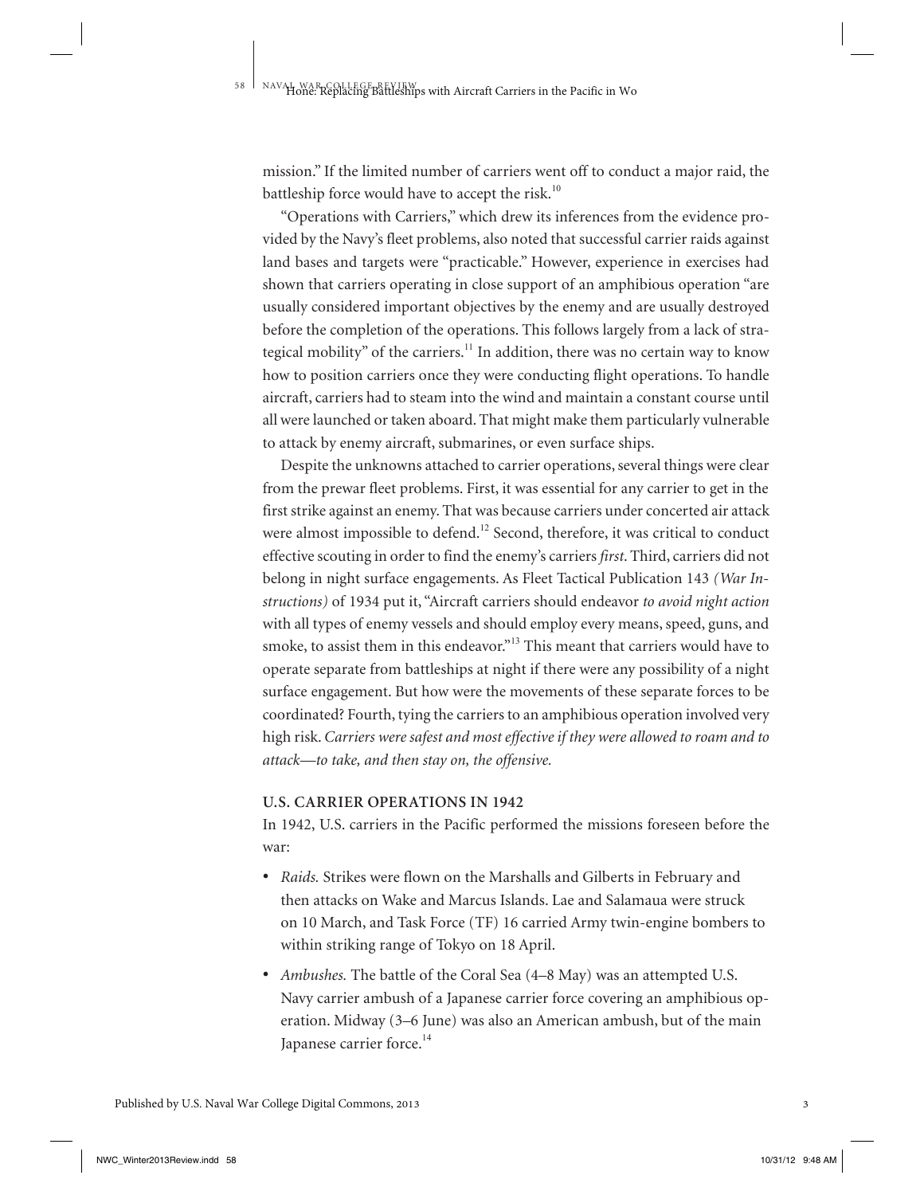mission." If the limited number of carriers went off to conduct a major raid, the battleship force would have to accept the risk.[10]

"Operations with Carriers," which drew its inferences from the evidence provided by the Navy's fleet problems, also noted that successful carrier raids against land bases and targets were "practicable." However, experience in exercises had shown that carriers operating in close support of an amphibious operation "are usually considered important objectives by the enemy and are usually destroyed before the completion of the operations. This follows largely from a lack of strategical mobility" of the carriers.[11] In addition, there was no certain way to know how to position carriers once they were conducting flight operations. To handle aircraft, carriers had to steam into the wind and maintain a constant course until all were launched or taken aboard. That might make them particularly vulnerable to attack by enemy aircraft, submarines, or even surface ships.

Despite the unknowns attached to carrier operations, several things were clear from the prewar fleet problems. First, it was essential for any carrier to get in the first strike against an enemy. That was because carriers under concerted air attack were almost impossible to defend.[12] Second, therefore, it was critical to conduct effective scouting in order to find the enemy's carriers *first*. Third, carriers did not belong in night surface engagements. As Fleet Tactical Publication 143 *(War Instructions)* of 1934 put it, "Aircraft carriers should endeavor *to avoid night action* with all types of enemy vessels and should employ every means, speed, guns, and smoke, to assist them in this endeavor."[13] This meant that carriers would have to operate separate from battleships at night if there were any possibility of a night surface engagement. But how were the movements of these separate forces to be coordinated? Fourth, tying the carriers to an amphibious operation involved very high risk. *Carriers were safest and most effective if they were allowed to roam and to attack—to take, and then stay on, the offensive.*

## U.S. CARRIER OPERATIONS IN 1942

In 1942, U.S. carriers in the Pacific performed the missions foreseen before the war:

- *Raids.* Strikes were flown on the Marshalls and Gilberts in February and then attacks on Wake and Marcus Islands. Lae and Salamaua were struck on 10 March, and Task Force (TF) 16 carried Army twin-engine bombers to within striking range of Tokyo on 18 April.
- *Ambushes.* The battle of the Coral Sea (4–8 May) was an attempted U.S. Navy carrier ambush of a Japanese carrier force covering an amphibious operation. Midway (3–6 June) was also an American ambush, but of the main Japanese carrier force.[14]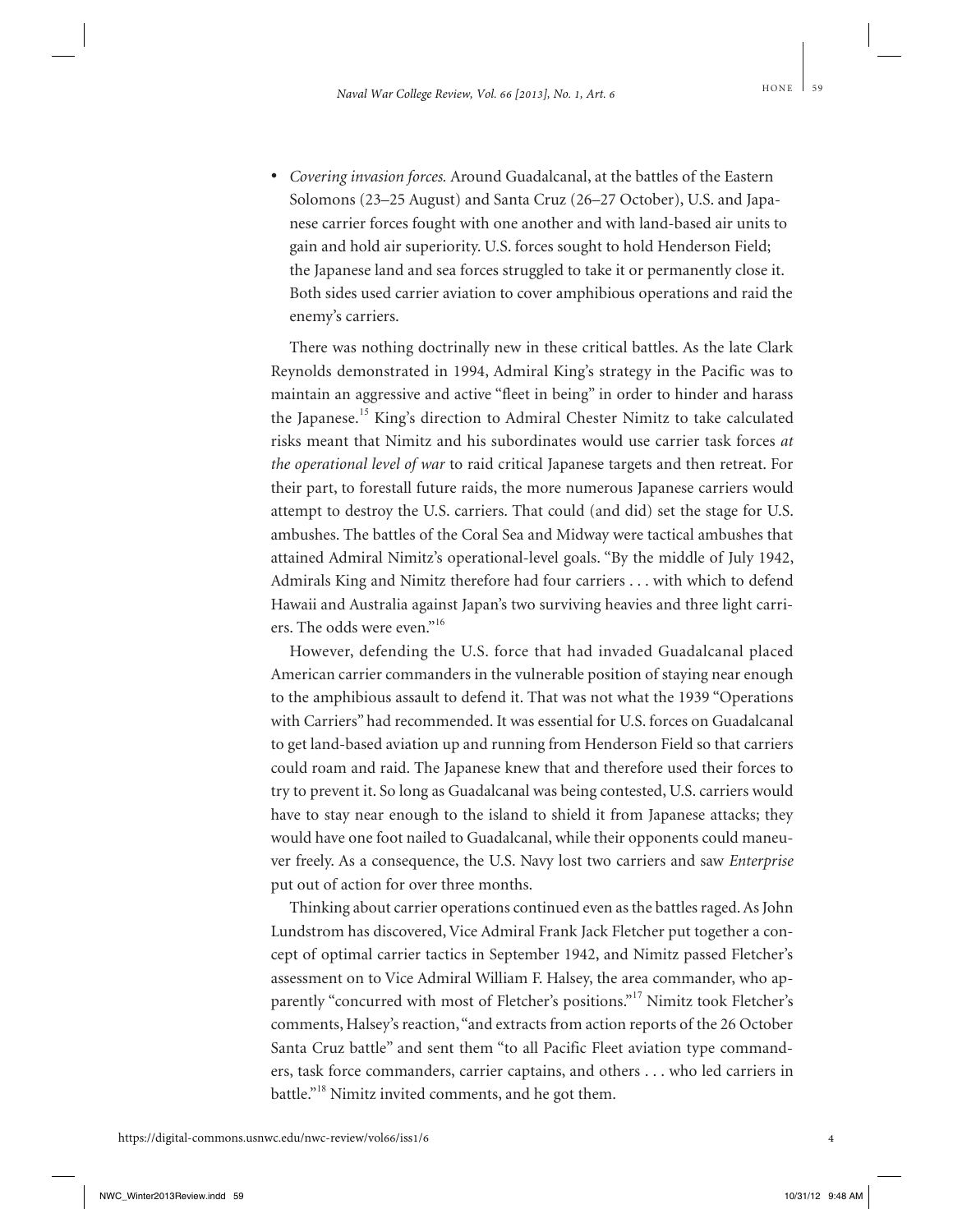- *Covering invasion forces.* Around Guadalcanal, at the battles of the Eastern Solomons (23–25 August) and Santa Cruz (26–27 October), U.S. and Japanese carrier forces fought with one another and with land-based air units to gain and hold air superiority. U.S. forces sought to hold Henderson Field; the Japanese land and sea forces struggled to take it or permanently close it. Both sides used carrier aviation to cover amphibious operations and raid the enemy's carriers.

There was nothing doctrinally new in these critical battles. As the late Clark Reynolds demonstrated in 1994, Admiral King's strategy in the Pacific was to maintain an aggressive and active "fleet in being" in order to hinder and harass the Japanese.[15] King's direction to Admiral Chester Nimitz to take calculated risks meant that Nimitz and his subordinates would use carrier task forces *at the operational level of war* to raid critical Japanese targets and then retreat. For their part, to forestall future raids, the more numerous Japanese carriers would attempt to destroy the U.S. carriers. That could (and did) set the stage for U.S. ambushes. The battles of the Coral Sea and Midway were tactical ambushes that attained Admiral Nimitz's operational-level goals. "By the middle of July 1942, Admirals King and Nimitz therefore had four carriers . . . with which to defend Hawaii and Australia against Japan's two surviving heavies and three light carriers. The odds were even."[16]

However, defending the U.S. force that had invaded Guadalcanal placed American carrier commanders in the vulnerable position of staying near enough to the amphibious assault to defend it. That was not what the 1939 "Operations with Carriers" had recommended. It was essential for U.S. forces on Guadalcanal to get land-based aviation up and running from Henderson Field so that carriers could roam and raid. The Japanese knew that and therefore used their forces to try to prevent it. So long as Guadalcanal was being contested, U.S. carriers would have to stay near enough to the island to shield it from Japanese attacks; they would have one foot nailed to Guadalcanal, while their opponents could maneuver freely. As a consequence, the U.S. Navy lost two carriers and saw *Enterprise* put out of action for over three months.

Thinking about carrier operations continued even as the battles raged. As John Lundstrom has discovered, Vice Admiral Frank Jack Fletcher put together a concept of optimal carrier tactics in September 1942, and Nimitz passed Fletcher's assessment on to Vice Admiral William F. Halsey, the area commander, who apparently "concurred with most of Fletcher's positions."[17] Nimitz took Fletcher's comments, Halsey's reaction, "and extracts from action reports of the 26 October Santa Cruz battle" and sent them "to all Pacific Fleet aviation type commanders, task force commanders, carrier captains, and others . . . who led carriers in battle."[18] Nimitz invited comments, and he got them.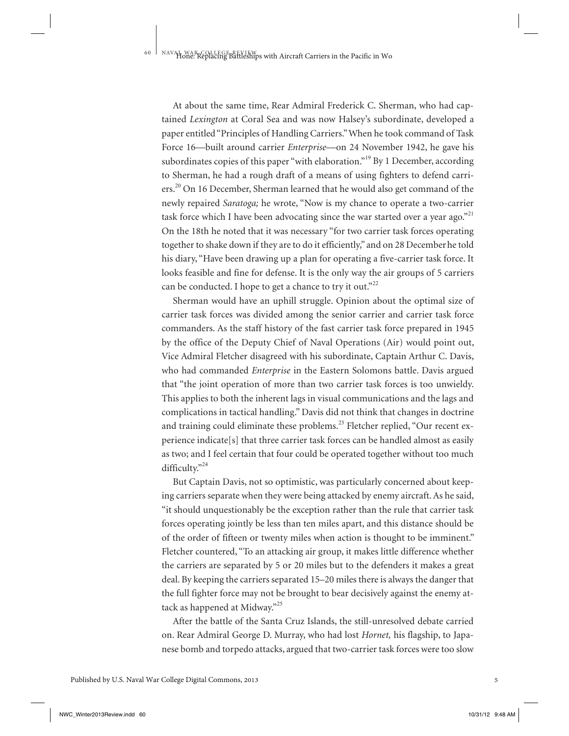At about the same time, Rear Admiral Frederick C. Sherman, who had captained *Lexington* at Coral Sea and was now Halsey's subordinate, developed a paper entitled "Principles of Handling Carriers." When he took command of Task Force 16—built around carrier *Enterprise*—on 24 November 1942, he gave his subordinates copies of this paper "with elaboration."[19] By 1 December, according to Sherman, he had a rough draft of a means of using fighters to defend carriers.[20] On 16 December, Sherman learned that he would also get command of the newly repaired *Saratoga;* he wrote, "Now is my chance to operate a two-carrier task force which I have been advocating since the war started over a year ago."[21] On the 18th he noted that it was necessary "for two carrier task forces operating together to shake down if they are to do it efficiently," and on 28 December he told his diary, "Have been drawing up a plan for operating a five-carrier task force. It looks feasible and fine for defense. It is the only way the air groups of 5 carriers can be conducted. I hope to get a chance to try it out."[22]

Sherman would have an uphill struggle. Opinion about the optimal size of carrier task forces was divided among the senior carrier and carrier task force commanders. As the staff history of the fast carrier task force prepared in 1945 by the office of the Deputy Chief of Naval Operations (Air) would point out, Vice Admiral Fletcher disagreed with his subordinate, Captain Arthur C. Davis, who had commanded *Enterprise* in the Eastern Solomons battle. Davis argued that "the joint operation of more than two carrier task forces is too unwieldy. This applies to both the inherent lags in visual communications and the lags and complications in tactical handling." Davis did not think that changes in doctrine and training could eliminate these problems.[23] Fletcher replied, "Our recent experience indicate[s] that three carrier task forces can be handled almost as easily as two; and I feel certain that four could be operated together without too much difficulty."[24]

But Captain Davis, not so optimistic, was particularly concerned about keeping carriers separate when they were being attacked by enemy aircraft. As he said, "it should unquestionably be the exception rather than the rule that carrier task forces operating jointly be less than ten miles apart, and this distance should be of the order of fifteen or twenty miles when action is thought to be imminent." Fletcher countered, "To an attacking air group, it makes little difference whether the carriers are separated by 5 or 20 miles but to the defenders it makes a great deal. By keeping the carriers separated 15–20 miles there is always the danger that the full fighter force may not be brought to bear decisively against the enemy attack as happened at Midway."[25]

After the battle of the Santa Cruz Islands, the still-unresolved debate carried on. Rear Admiral George D. Murray, who had lost *Hornet,* his flagship, to Japanese bomb and torpedo attacks, argued that two-carrier task forces were too slow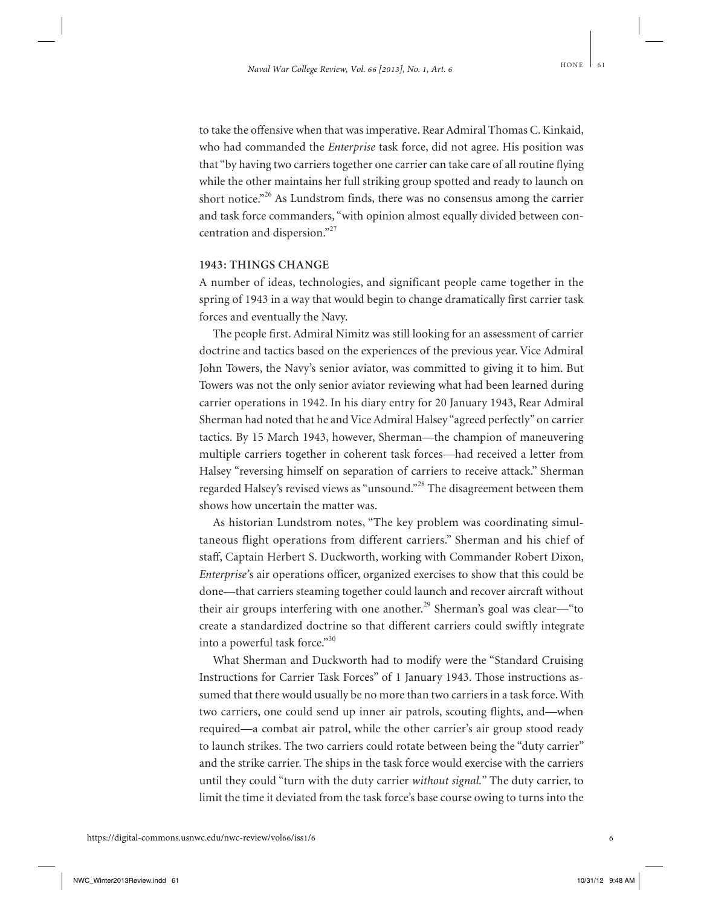to take the offensive when that was imperative. Rear Admiral Thomas C. Kinkaid, who had commanded the *Enterprise* task force, did not agree. His position was that "by having two carriers together one carrier can take care of all routine flying while the other maintains her full striking group spotted and ready to launch on short notice."[26] As Lundstrom finds, there was no consensus among the carrier and task force commanders, "with opinion almost equally divided between concentration and dispersion."[27]

## 1943: THINGS CHANGE

A number of ideas, technologies, and significant people came together in the spring of 1943 in a way that would begin to change dramatically first carrier task forces and eventually the Navy.

The people first. Admiral Nimitz was still looking for an assessment of carrier doctrine and tactics based on the experiences of the previous year. Vice Admiral John Towers, the Navy's senior aviator, was committed to giving it to him. But Towers was not the only senior aviator reviewing what had been learned during carrier operations in 1942. In his diary entry for 20 January 1943, Rear Admiral Sherman had noted that he and Vice Admiral Halsey "agreed perfectly" on carrier tactics. By 15 March 1943, however, Sherman—the champion of maneuvering multiple carriers together in coherent task forces—had received a letter from Halsey "reversing himself on separation of carriers to receive attack." Sherman regarded Halsey's revised views as "unsound."[28] The disagreement between them shows how uncertain the matter was.

As historian Lundstrom notes, "The key problem was coordinating simultaneous flight operations from different carriers." Sherman and his chief of staff, Captain Herbert S. Duckworth, working with Commander Robert Dixon, *Enterprise*'s air operations officer, organized exercises to show that this could be done—that carriers steaming together could launch and recover aircraft without their air groups interfering with one another.[29] Sherman's goal was clear—"to create a standardized doctrine so that different carriers could swiftly integrate into a powerful task force."[30]

What Sherman and Duckworth had to modify were the "Standard Cruising Instructions for Carrier Task Forces" of 1 January 1943. Those instructions assumed that there would usually be no more than two carriers in a task force. With two carriers, one could send up inner air patrols, scouting flights, and—when required—a combat air patrol, while the other carrier's air group stood ready to launch strikes. The two carriers could rotate between being the "duty carrier" and the strike carrier. The ships in the task force would exercise with the carriers until they could "turn with the duty carrier *without signal.*" The duty carrier, to limit the time it deviated from the task force's base course owing to turns into the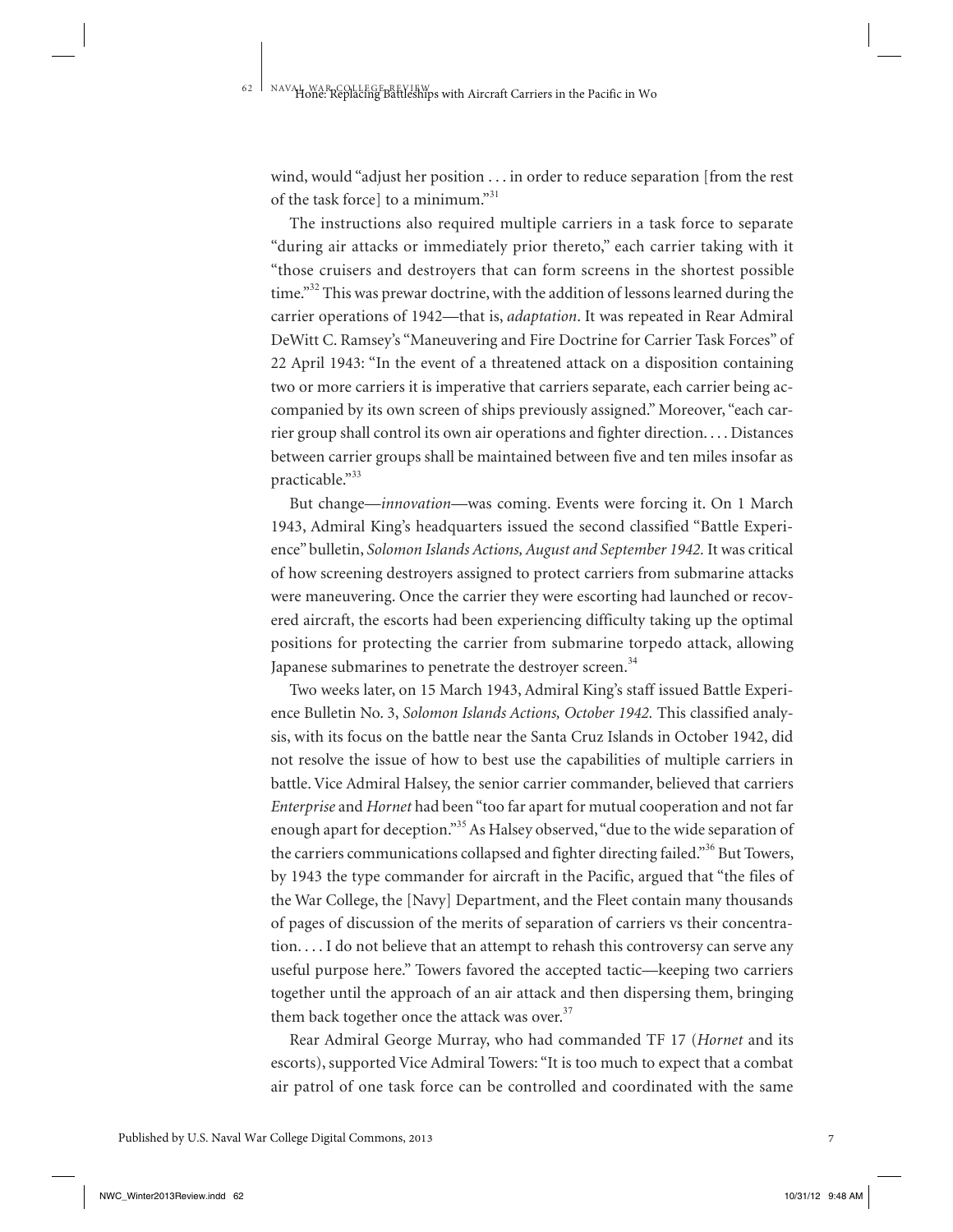wind, would "adjust her position . . . in order to reduce separation [from the rest of the task force] to a minimum."[31]

The instructions also required multiple carriers in a task force to separate "during air attacks or immediately prior thereto," each carrier taking with it "those cruisers and destroyers that can form screens in the shortest possible time."[32] This was prewar doctrine, with the addition of lessons learned during the carrier operations of 1942—that is, *adaptation*. It was repeated in Rear Admiral DeWitt C. Ramsey's "Maneuvering and Fire Doctrine for Carrier Task Forces" of 22 April 1943: "In the event of a threatened attack on a disposition containing two or more carriers it is imperative that carriers separate, each carrier being accompanied by its own screen of ships previously assigned." Moreover, "each carrier group shall control its own air operations and fighter direction. . . . Distances between carrier groups shall be maintained between five and ten miles insofar as practicable."[33]

But change—*innovation*—was coming. Events were forcing it. On 1 March 1943, Admiral King's headquarters issued the second classified "Battle Experience" bulletin, *Solomon Islands Actions, August and September 1942.* It was critical of how screening destroyers assigned to protect carriers from submarine attacks were maneuvering. Once the carrier they were escorting had launched or recovered aircraft, the escorts had been experiencing difficulty taking up the optimal positions for protecting the carrier from submarine torpedo attack, allowing Japanese submarines to penetrate the destroyer screen.[34]

Two weeks later, on 15 March 1943, Admiral King's staff issued Battle Experience Bulletin No. 3, *Solomon Islands Actions, October 1942.* This classified analysis, with its focus on the battle near the Santa Cruz Islands in October 1942, did not resolve the issue of how to best use the capabilities of multiple carriers in battle. Vice Admiral Halsey, the senior carrier commander, believed that carriers *Enterprise* and *Hornet* had been "too far apart for mutual cooperation and not far enough apart for deception."[35] As Halsey observed, "due to the wide separation of the carriers communications collapsed and fighter directing failed."[36] But Towers, by 1943 the type commander for aircraft in the Pacific, argued that "the files of the War College, the [Navy] Department, and the Fleet contain many thousands of pages of discussion of the merits of separation of carriers vs their concentration. . . . I do not believe that an attempt to rehash this controversy can serve any useful purpose here." Towers favored the accepted tactic—keeping two carriers together until the approach of an air attack and then dispersing them, bringing them back together once the attack was over.[37]

Rear Admiral George Murray, who had commanded TF 17 (*Hornet* and its escorts), supported Vice Admiral Towers: "It is too much to expect that a combat air patrol of one task force can be controlled and coordinated with the same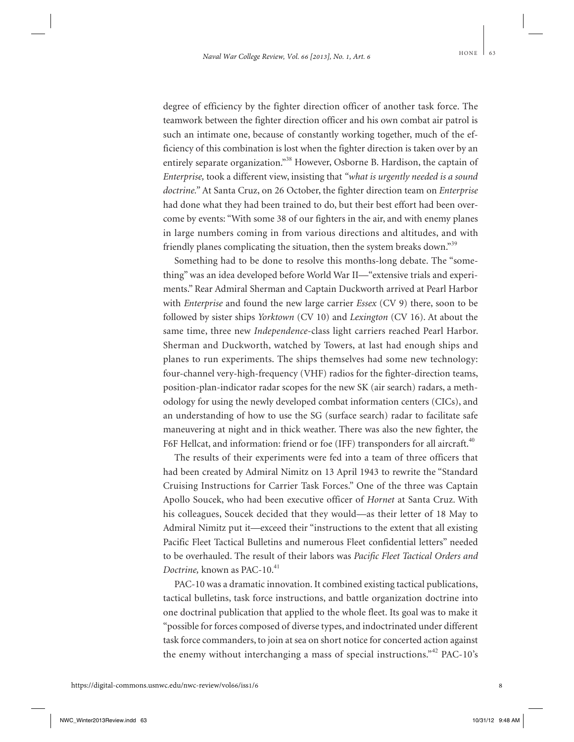degree of efficiency by the fighter direction officer of another task force. The teamwork between the fighter direction officer and his own combat air patrol is such an intimate one, because of constantly working together, much of the efficiency of this combination is lost when the fighter direction is taken over by an entirely separate organization."[38] However, Osborne B. Hardison, the captain of *Enterprise,* took a different view, insisting that "*what is urgently needed is a sound doctrine.*" At Santa Cruz, on 26 October, the fighter direction team on *Enterprise* had done what they had been trained to do, but their best effort had been overcome by events: "With some 38 of our fighters in the air, and with enemy planes in large numbers coming in from various directions and altitudes, and with friendly planes complicating the situation, then the system breaks down."[39]

Something had to be done to resolve this months-long debate. The "something" was an idea developed before World War II—"extensive trials and experiments." Rear Admiral Sherman and Captain Duckworth arrived at Pearl Harbor with *Enterprise* and found the new large carrier *Essex* (CV 9) there, soon to be followed by sister ships *Yorktown* (CV 10) and *Lexington* (CV 16). At about the same time, three new *Independence*-class light carriers reached Pearl Harbor. Sherman and Duckworth, watched by Towers, at last had enough ships and planes to run experiments. The ships themselves had some new technology: four-channel very-high-frequency (VHF) radios for the fighter-direction teams, position-plan-indicator radar scopes for the new SK (air search) radars, a methodology for using the newly developed combat information centers (CICs), and an understanding of how to use the SG (surface search) radar to facilitate safe maneuvering at night and in thick weather. There was also the new fighter, the F6F Hellcat, and information: friend or foe (IFF) transponders for all aircraft.[40]

The results of their experiments were fed into a team of three officers that had been created by Admiral Nimitz on 13 April 1943 to rewrite the "Standard Cruising Instructions for Carrier Task Forces." One of the three was Captain Apollo Soucek, who had been executive officer of *Hornet* at Santa Cruz. With his colleagues, Soucek decided that they would—as their letter of 18 May to Admiral Nimitz put it—exceed their "instructions to the extent that all existing Pacific Fleet Tactical Bulletins and numerous Fleet confidential letters" needed to be overhauled. The result of their labors was *Pacific Fleet Tactical Orders and Doctrine,* known as PAC-10.[41]

PAC-10 was a dramatic innovation. It combined existing tactical publications, tactical bulletins, task force instructions, and battle organization doctrine into one doctrinal publication that applied to the whole fleet. Its goal was to make it "possible for forces composed of diverse types, and indoctrinated under different task force commanders, to join at sea on short notice for concerted action against the enemy without interchanging a mass of special instructions."[42] PAC-10's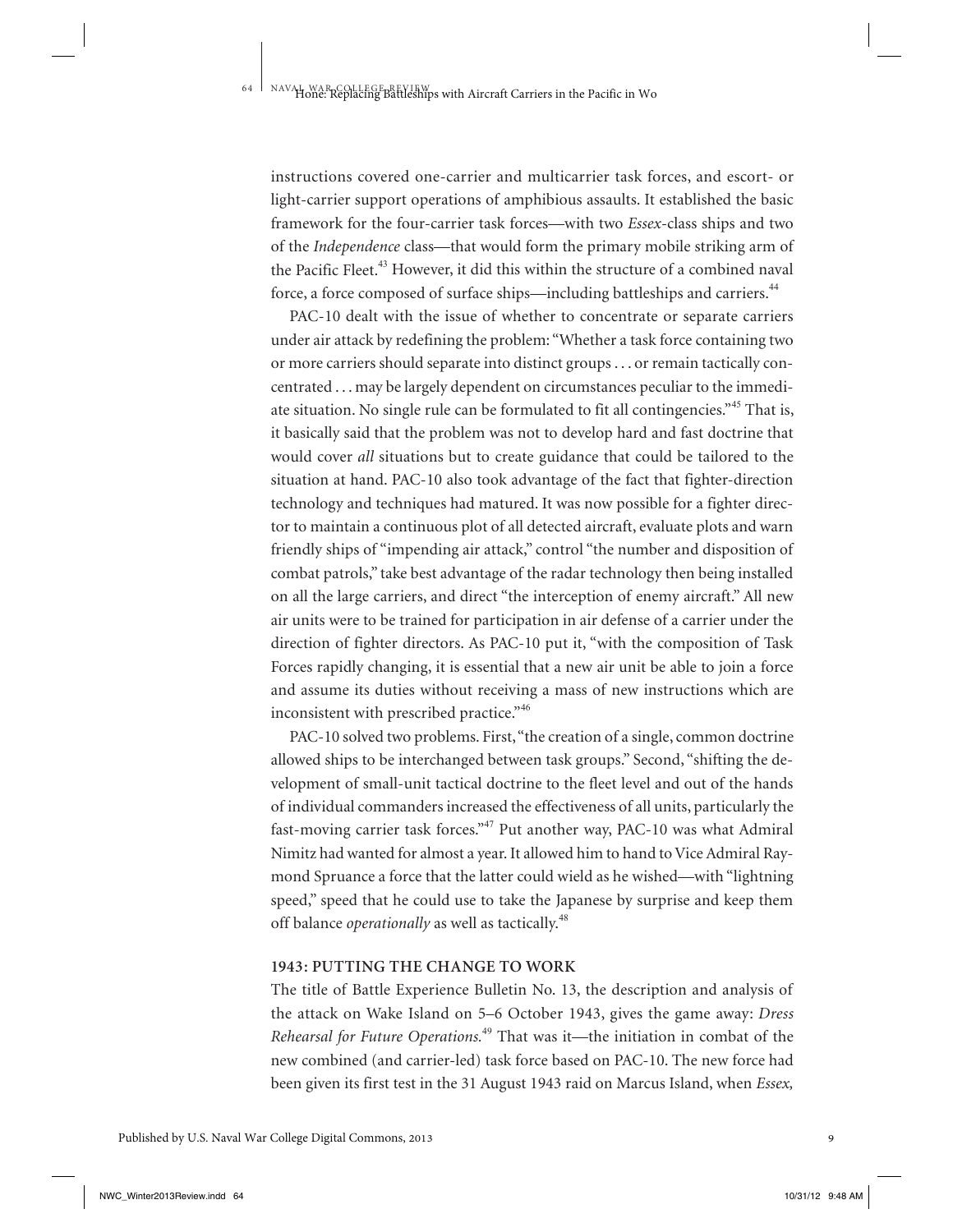instructions covered one-carrier and multicarrier task forces, and escort- or light-carrier support operations of amphibious assaults. It established the basic framework for the four-carrier task forces—with two *Essex*-class ships and two of the *Independence* class—that would form the primary mobile striking arm of the Pacific Fleet.[43] However, it did this within the structure of a combined naval force, a force composed of surface ships—including battleships and carriers.[44]

PAC-10 dealt with the issue of whether to concentrate or separate carriers under air attack by redefining the problem: "Whether a task force containing two or more carriers should separate into distinct groups . . . or remain tactically concentrated . . . may be largely dependent on circumstances peculiar to the immediate situation. No single rule can be formulated to fit all contingencies."[45] That is, it basically said that the problem was not to develop hard and fast doctrine that would cover *all* situations but to create guidance that could be tailored to the situation at hand. PAC-10 also took advantage of the fact that fighter-direction technology and techniques had matured. It was now possible for a fighter director to maintain a continuous plot of all detected aircraft, evaluate plots and warn friendly ships of "impending air attack," control "the number and disposition of combat patrols," take best advantage of the radar technology then being installed on all the large carriers, and direct "the interception of enemy aircraft." All new air units were to be trained for participation in air defense of a carrier under the direction of fighter directors. As PAC-10 put it, "with the composition of Task Forces rapidly changing, it is essential that a new air unit be able to join a force and assume its duties without receiving a mass of new instructions which are inconsistent with prescribed practice."[46]

PAC-10 solved two problems. First, "the creation of a single, common doctrine allowed ships to be interchanged between task groups." Second, "shifting the development of small-unit tactical doctrine to the fleet level and out of the hands of individual commanders increased the effectiveness of all units, particularly the fast-moving carrier task forces."[47] Put another way, PAC-10 was what Admiral Nimitz had wanted for almost a year. It allowed him to hand to Vice Admiral Raymond Spruance a force that the latter could wield as he wished—with "lightning speed," speed that he could use to take the Japanese by surprise and keep them off balance *operationally* as well as tactically.[48]

## 1943: PUTTING THE CHANGE TO WORK

The title of Battle Experience Bulletin No. 13, the description and analysis of the attack on Wake Island on 5–6 October 1943, gives the game away: *Dress Rehearsal for Future Operations.*[49] That was it—the initiation in combat of the new combined (and carrier-led) task force based on PAC-10. The new force had been given its first test in the 31 August 1943 raid on Marcus Island, when *Essex,*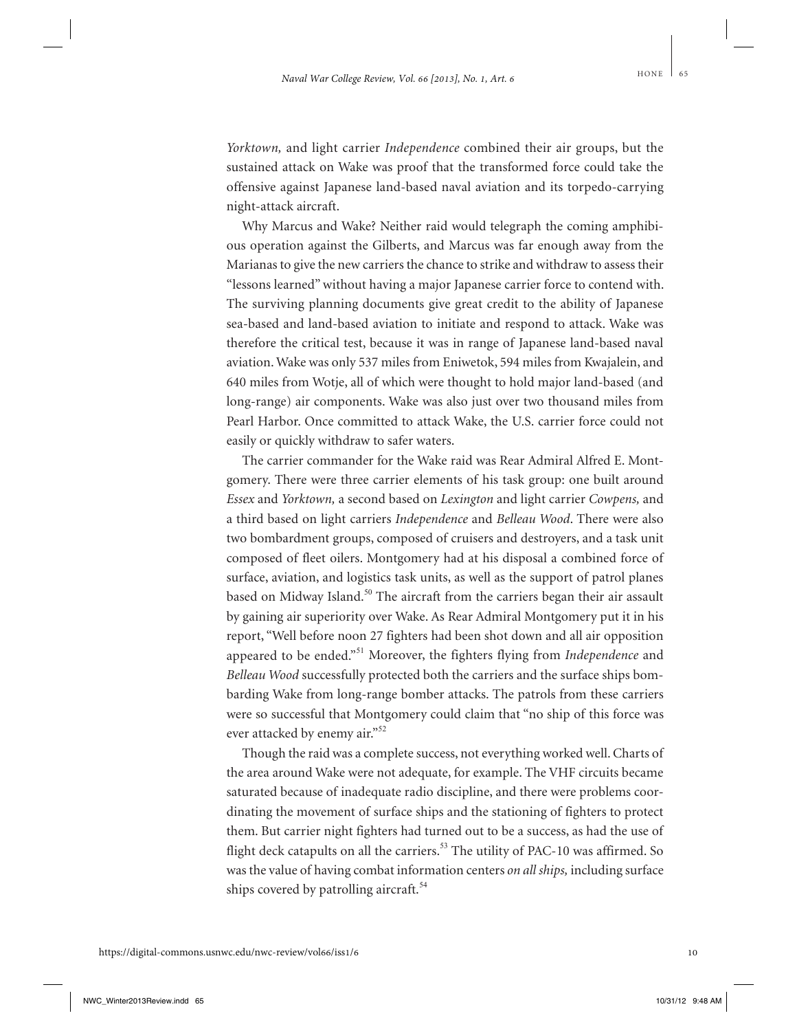*Yorktown,* and light carrier *Independence* combined their air groups, but the sustained attack on Wake was proof that the transformed force could take the offensive against Japanese land-based naval aviation and its torpedo-carrying night-attack aircraft.

Why Marcus and Wake? Neither raid would telegraph the coming amphibious operation against the Gilberts, and Marcus was far enough away from the Marianas to give the new carriers the chance to strike and withdraw to assess their "lessons learned" without having a major Japanese carrier force to contend with. The surviving planning documents give great credit to the ability of Japanese sea-based and land-based aviation to initiate and respond to attack. Wake was therefore the critical test, because it was in range of Japanese land-based naval aviation. Wake was only 537 miles from Eniwetok, 594 miles from Kwajalein, and 640 miles from Wotje, all of which were thought to hold major land-based (and long-range) air components. Wake was also just over two thousand miles from Pearl Harbor. Once committed to attack Wake, the U.S. carrier force could not easily or quickly withdraw to safer waters.

The carrier commander for the Wake raid was Rear Admiral Alfred E. Montgomery. There were three carrier elements of his task group: one built around *Essex* and *Yorktown,* a second based on *Lexington* and light carrier *Cowpens,* and a third based on light carriers *Independence* and *Belleau Wood*. There were also two bombardment groups, composed of cruisers and destroyers, and a task unit composed of fleet oilers. Montgomery had at his disposal a combined force of surface, aviation, and logistics task units, as well as the support of patrol planes based on Midway Island.[50] The aircraft from the carriers began their air assault by gaining air superiority over Wake. As Rear Admiral Montgomery put it in his report, "Well before noon 27 fighters had been shot down and all air opposition appeared to be ended."[51] Moreover, the fighters flying from *Independence* and *Belleau Wood* successfully protected both the carriers and the surface ships bombarding Wake from long-range bomber attacks. The patrols from these carriers were so successful that Montgomery could claim that "no ship of this force was ever attacked by enemy air."[52]

Though the raid was a complete success, not everything worked well. Charts of the area around Wake were not adequate, for example. The VHF circuits became saturated because of inadequate radio discipline, and there were problems coordinating the movement of surface ships and the stationing of fighters to protect them. But carrier night fighters had turned out to be a success, as had the use of flight deck catapults on all the carriers.[53] The utility of PAC-10 was affirmed. So was the value of having combat information centers *on all ships,* including surface ships covered by patrolling aircraft.[54]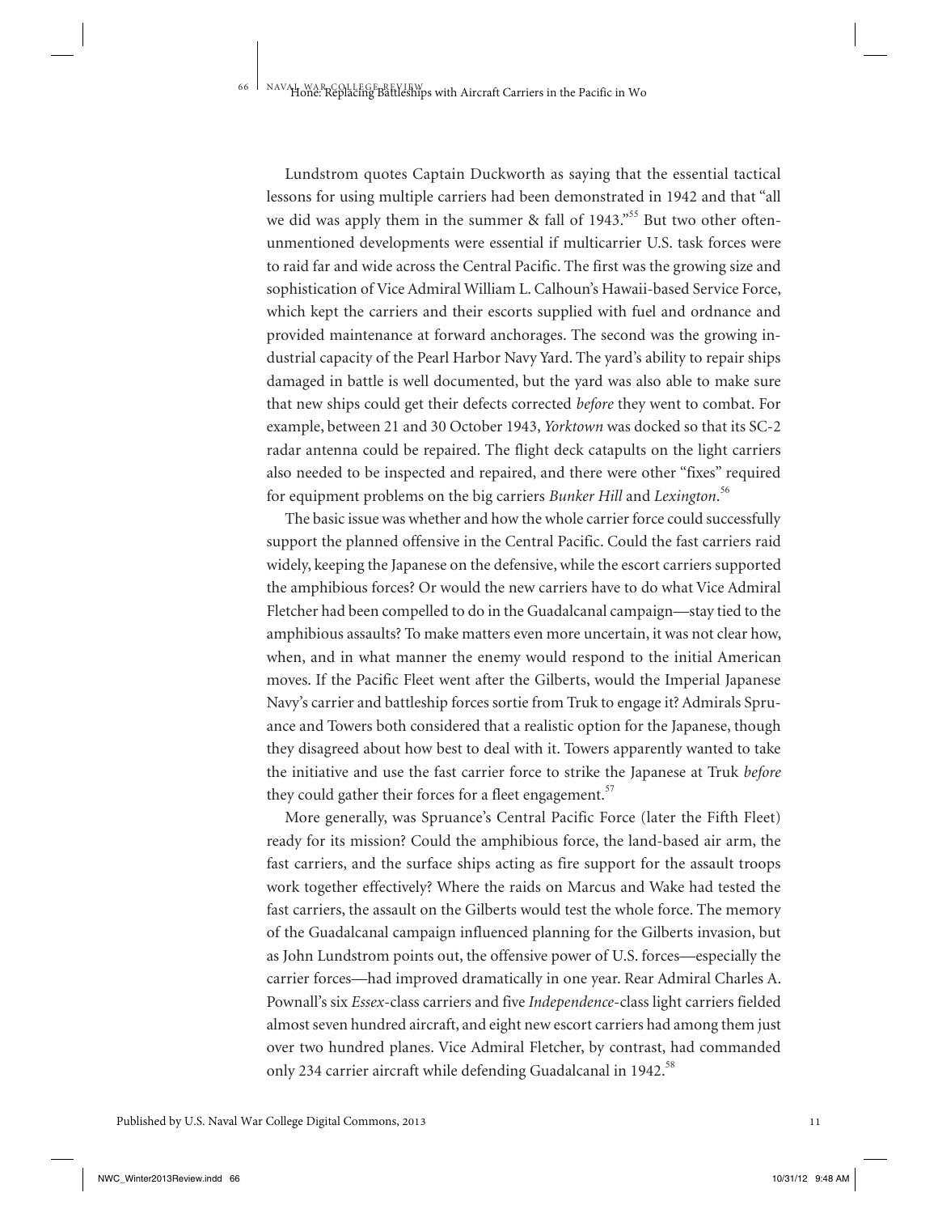Lundstrom quotes Captain Duckworth as saying that the essential tactical lessons for using multiple carriers had been demonstrated in 1942 and that "all we did was apply them in the summer & fall of 1943."[55] But two other often-unmentioned developments were essential if multicarrier U.S. task forces were to raid far and wide across the Central Pacific. The first was the growing size and sophistication of Vice Admiral William L. Calhoun's Hawaii-based Service Force, which kept the carriers and their escorts supplied with fuel and ordnance and provided maintenance at forward anchorages. The second was the growing industrial capacity of the Pearl Harbor Navy Yard. The yard's ability to repair ships damaged in battle is well documented, but the yard was also able to make sure that new ships could get their defects corrected *before* they went to combat. For example, between 21 and 30 October 1943, *Yorktown* was docked so that its SC-2 radar antenna could be repaired. The flight deck catapults on the light carriers also needed to be inspected and repaired, and there were other "fixes" required for equipment problems on the big carriers *Bunker Hill* and *Lexington*.[56]

The basic issue was whether and how the whole carrier force could successfully support the planned offensive in the Central Pacific. Could the fast carriers raid widely, keeping the Japanese on the defensive, while the escort carriers supported the amphibious forces? Or would the new carriers have to do what Vice Admiral Fletcher had been compelled to do in the Guadalcanal campaign—stay tied to the amphibious assaults? To make matters even more uncertain, it was not clear how, when, and in what manner the enemy would respond to the initial American moves. If the Pacific Fleet went after the Gilberts, would the Imperial Japanese Navy's carrier and battleship forces sortie from Truk to engage it? Admirals Spruance and Towers both considered that a realistic option for the Japanese, though they disagreed about how best to deal with it. Towers apparently wanted to take the initiative and use the fast carrier force to strike the Japanese at Truk *before* they could gather their forces for a fleet engagement.[57]

More generally, was Spruance's Central Pacific Force (later the Fifth Fleet) ready for its mission? Could the amphibious force, the land-based air arm, the fast carriers, and the surface ships acting as fire support for the assault troops work together effectively? Where the raids on Marcus and Wake had tested the fast carriers, the assault on the Gilberts would test the whole force. The memory of the Guadalcanal campaign influenced planning for the Gilberts invasion, but as John Lundstrom points out, the offensive power of U.S. forces—especially the carrier forces—had improved dramatically in one year. Rear Admiral Charles A. Pownall's six *Essex*-class carriers and five *Independence*-class light carriers fielded almost seven hundred aircraft, and eight new escort carriers had among them just over two hundred planes. Vice Admiral Fletcher, by contrast, had commanded only 234 carrier aircraft while defending Guadalcanal in 1942.[58]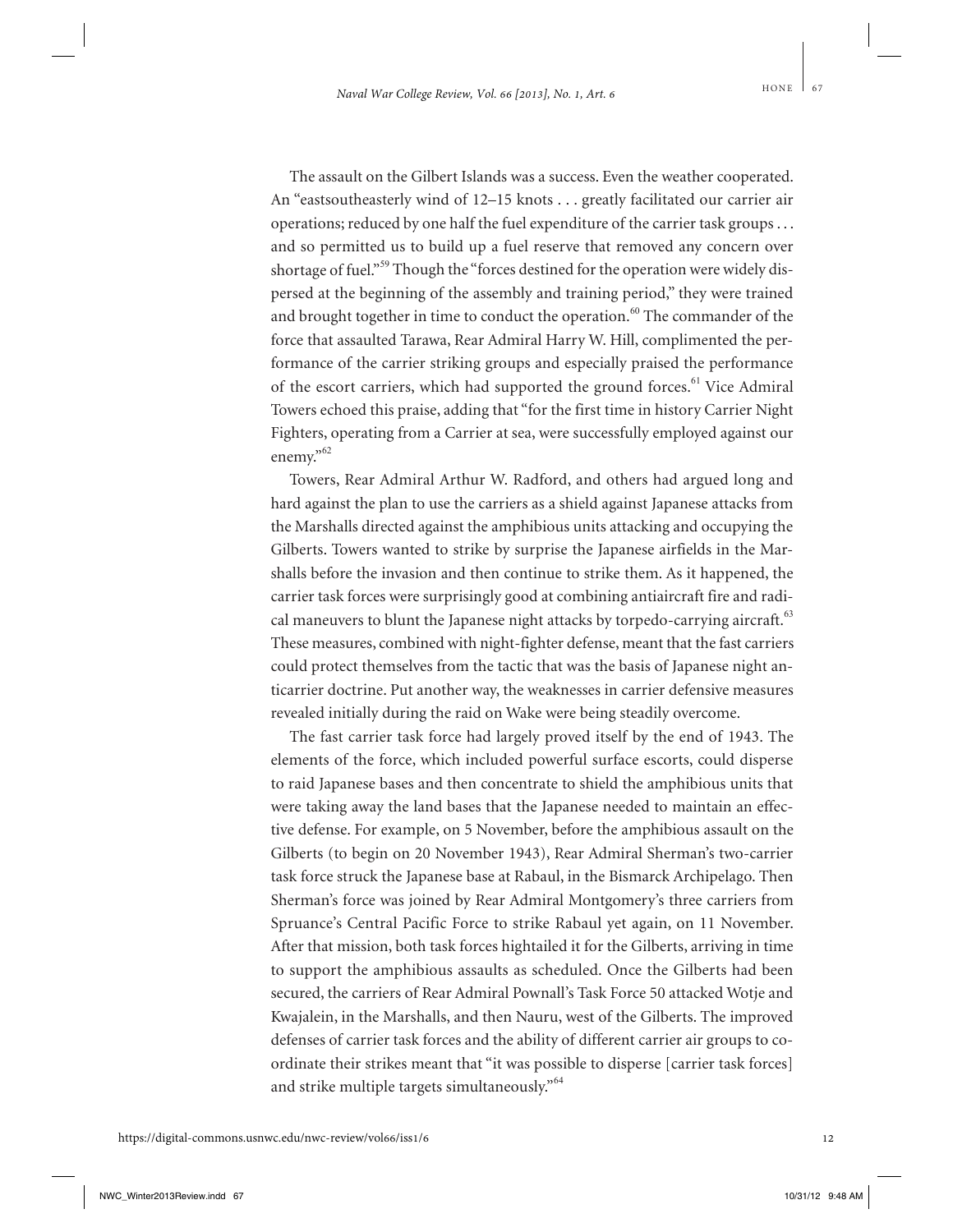The assault on the Gilbert Islands was a success. Even the weather cooperated. An "eastsoutheasterly wind of 12–15 knots . . . greatly facilitated our carrier air operations; reduced by one half the fuel expenditure of the carrier task groups . . . and so permitted us to build up a fuel reserve that removed any concern over shortage of fuel."[59] Though the "forces destined for the operation were widely dispersed at the beginning of the assembly and training period," they were trained and brought together in time to conduct the operation.[60] The commander of the force that assaulted Tarawa, Rear Admiral Harry W. Hill, complimented the performance of the carrier striking groups and especially praised the performance of the escort carriers, which had supported the ground forces.[61] Vice Admiral Towers echoed this praise, adding that "for the first time in history Carrier Night Fighters, operating from a Carrier at sea, were successfully employed against our enemy."[62]

Towers, Rear Admiral Arthur W. Radford, and others had argued long and hard against the plan to use the carriers as a shield against Japanese attacks from the Marshalls directed against the amphibious units attacking and occupying the Gilberts. Towers wanted to strike by surprise the Japanese airfields in the Marshalls before the invasion and then continue to strike them. As it happened, the carrier task forces were surprisingly good at combining antiaircraft fire and radical maneuvers to blunt the Japanese night attacks by torpedo-carrying aircraft.[63] These measures, combined with night-fighter defense, meant that the fast carriers could protect themselves from the tactic that was the basis of Japanese night anticarrier doctrine. Put another way, the weaknesses in carrier defensive measures revealed initially during the raid on Wake were being steadily overcome.

The fast carrier task force had largely proved itself by the end of 1943. The elements of the force, which included powerful surface escorts, could disperse to raid Japanese bases and then concentrate to shield the amphibious units that were taking away the land bases that the Japanese needed to maintain an effective defense. For example, on 5 November, before the amphibious assault on the Gilberts (to begin on 20 November 1943), Rear Admiral Sherman's two-carrier task force struck the Japanese base at Rabaul, in the Bismarck Archipelago. Then Sherman's force was joined by Rear Admiral Montgomery's three carriers from Spruance's Central Pacific Force to strike Rabaul yet again, on 11 November. After that mission, both task forces hightailed it for the Gilberts, arriving in time to support the amphibious assaults as scheduled. Once the Gilberts had been secured, the carriers of Rear Admiral Pownall's Task Force 50 attacked Wotje and Kwajalein, in the Marshalls, and then Nauru, west of the Gilberts. The improved defenses of carrier task forces and the ability of different carrier air groups to coordinate their strikes meant that "it was possible to disperse [carrier task forces] and strike multiple targets simultaneously."[64]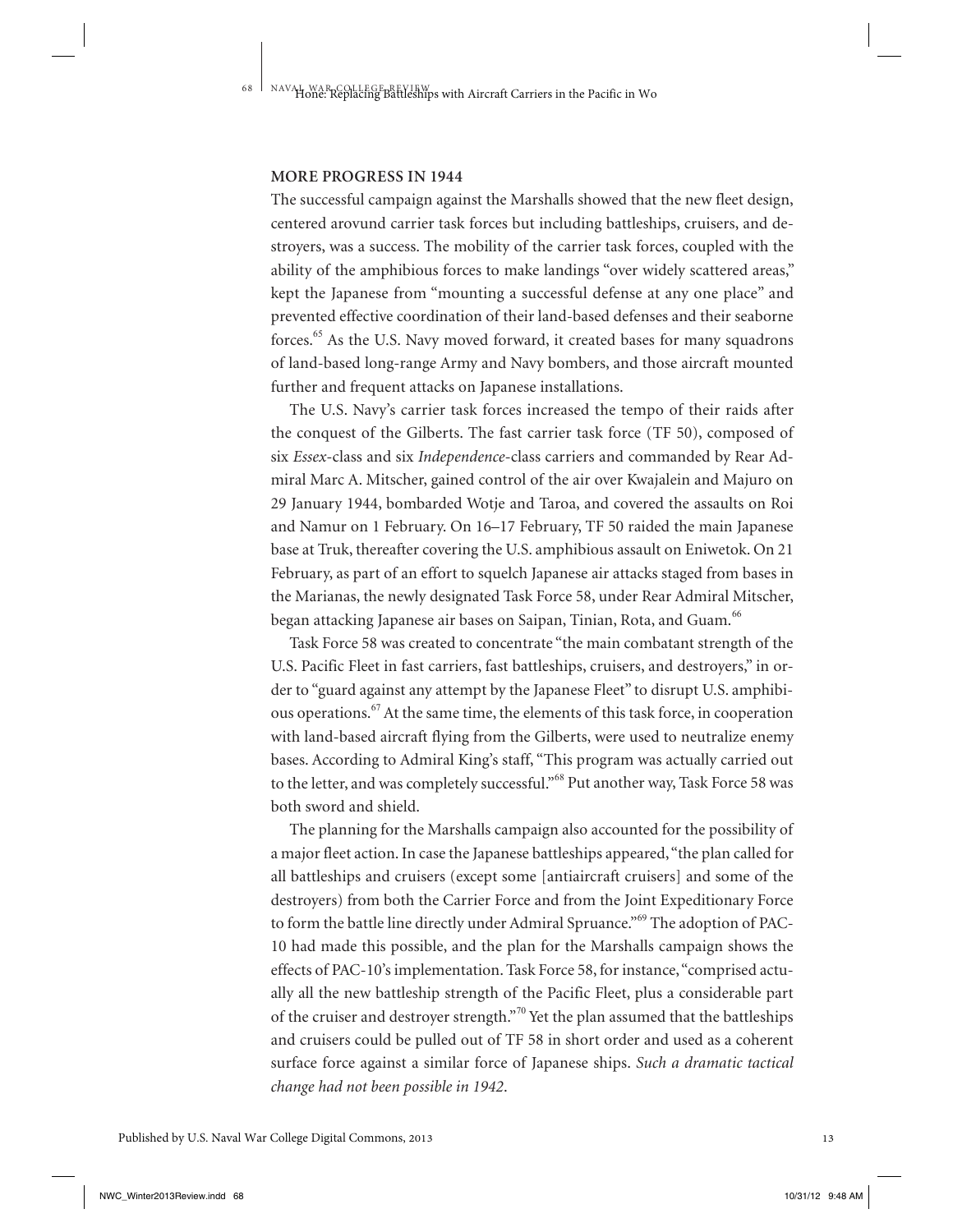## MORE PROGRESS IN 1944

The successful campaign against the Marshalls showed that the new fleet design, centered arovund carrier task forces but including battleships, cruisers, and destroyers, was a success. The mobility of the carrier task forces, coupled with the ability of the amphibious forces to make landings "over widely scattered areas," kept the Japanese from "mounting a successful defense at any one place" and prevented effective coordination of their land-based defenses and their seaborne forces.[65] As the U.S. Navy moved forward, it created bases for many squadrons of land-based long-range Army and Navy bombers, and those aircraft mounted further and frequent attacks on Japanese installations.

The U.S. Navy's carrier task forces increased the tempo of their raids after the conquest of the Gilberts. The fast carrier task force (TF 50), composed of six *Essex*-class and six *Independence*-class carriers and commanded by Rear Admiral Marc A. Mitscher, gained control of the air over Kwajalein and Majuro on 29 January 1944, bombarded Wotje and Taroa, and covered the assaults on Roi and Namur on 1 February. On 16–17 February, TF 50 raided the main Japanese base at Truk, thereafter covering the U.S. amphibious assault on Eniwetok. On 21 February, as part of an effort to squelch Japanese air attacks staged from bases in the Marianas, the newly designated Task Force 58, under Rear Admiral Mitscher, began attacking Japanese air bases on Saipan, Tinian, Rota, and Guam.[66]

Task Force 58 was created to concentrate "the main combatant strength of the U.S. Pacific Fleet in fast carriers, fast battleships, cruisers, and destroyers," in order to "guard against any attempt by the Japanese Fleet" to disrupt U.S. amphibious operations.[67] At the same time, the elements of this task force, in cooperation with land-based aircraft flying from the Gilberts, were used to neutralize enemy bases. According to Admiral King's staff, "This program was actually carried out to the letter, and was completely successful."[68] Put another way, Task Force 58 was both sword and shield.

The planning for the Marshalls campaign also accounted for the possibility of a major fleet action. In case the Japanese battleships appeared, "the plan called for all battleships and cruisers (except some [antiaircraft cruisers] and some of the destroyers) from both the Carrier Force and from the Joint Expeditionary Force to form the battle line directly under Admiral Spruance."[69] The adoption of PAC-10 had made this possible, and the plan for the Marshalls campaign shows the effects of PAC-10's implementation. Task Force 58, for instance, "comprised actually all the new battleship strength of the Pacific Fleet, plus a considerable part of the cruiser and destroyer strength."[70] Yet the plan assumed that the battleships and cruisers could be pulled out of TF 58 in short order and used as a coherent surface force against a similar force of Japanese ships. *Such a dramatic tactical change had not been possible in 1942.*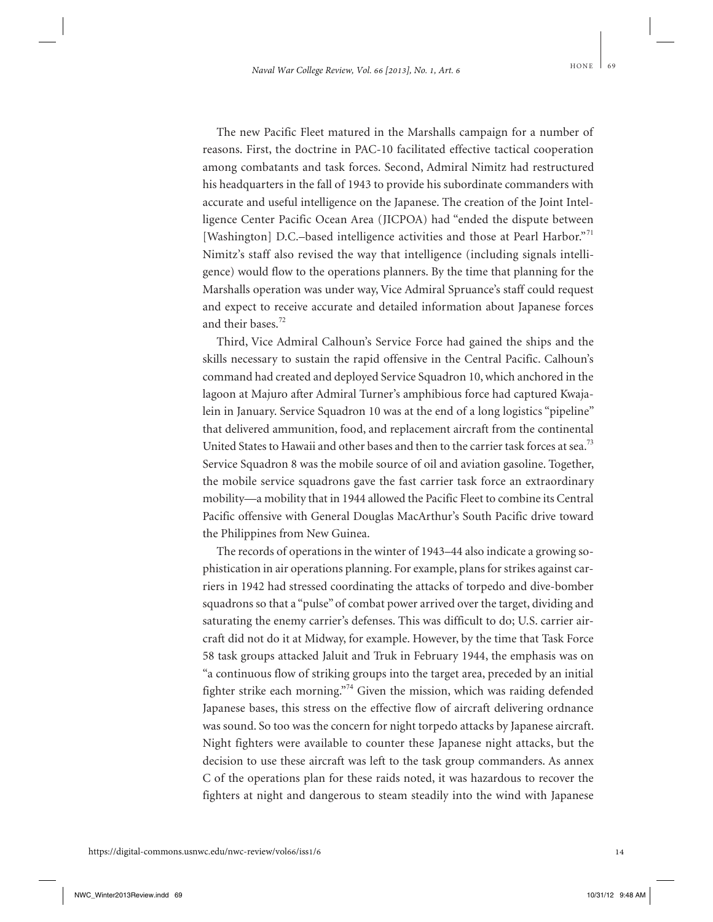The new Pacific Fleet matured in the Marshalls campaign for a number of reasons. First, the doctrine in PAC-10 facilitated effective tactical cooperation among combatants and task forces. Second, Admiral Nimitz had restructured his headquarters in the fall of 1943 to provide his subordinate commanders with accurate and useful intelligence on the Japanese. The creation of the Joint Intelligence Center Pacific Ocean Area (JICPOA) had "ended the dispute between [Washington] D.C.–based intelligence activities and those at Pearl Harbor."[71] Nimitz's staff also revised the way that intelligence (including signals intelligence) would flow to the operations planners. By the time that planning for the Marshalls operation was under way, Vice Admiral Spruance's staff could request and expect to receive accurate and detailed information about Japanese forces and their bases.[72]

Third, Vice Admiral Calhoun's Service Force had gained the ships and the skills necessary to sustain the rapid offensive in the Central Pacific. Calhoun's command had created and deployed Service Squadron 10, which anchored in the lagoon at Majuro after Admiral Turner's amphibious force had captured Kwajalein in January. Service Squadron 10 was at the end of a long logistics "pipeline" that delivered ammunition, food, and replacement aircraft from the continental United States to Hawaii and other bases and then to the carrier task forces at sea.[73] Service Squadron 8 was the mobile source of oil and aviation gasoline. Together, the mobile service squadrons gave the fast carrier task force an extraordinary mobility—a mobility that in 1944 allowed the Pacific Fleet to combine its Central Pacific offensive with General Douglas MacArthur's South Pacific drive toward the Philippines from New Guinea.

The records of operations in the winter of 1943–44 also indicate a growing sophistication in air operations planning. For example, plans for strikes against carriers in 1942 had stressed coordinating the attacks of torpedo and dive-bomber squadrons so that a "pulse" of combat power arrived over the target, dividing and saturating the enemy carrier's defenses. This was difficult to do; U.S. carrier aircraft did not do it at Midway, for example. However, by the time that Task Force 58 task groups attacked Jaluit and Truk in February 1944, the emphasis was on "a continuous flow of striking groups into the target area, preceded by an initial fighter strike each morning."[74] Given the mission, which was raiding defended Japanese bases, this stress on the effective flow of aircraft delivering ordnance was sound. So too was the concern for night torpedo attacks by Japanese aircraft. Night fighters were available to counter these Japanese night attacks, but the decision to use these aircraft was left to the task group commanders. As annex C of the operations plan for these raids noted, it was hazardous to recover the fighters at night and dangerous to steam steadily into the wind with Japanese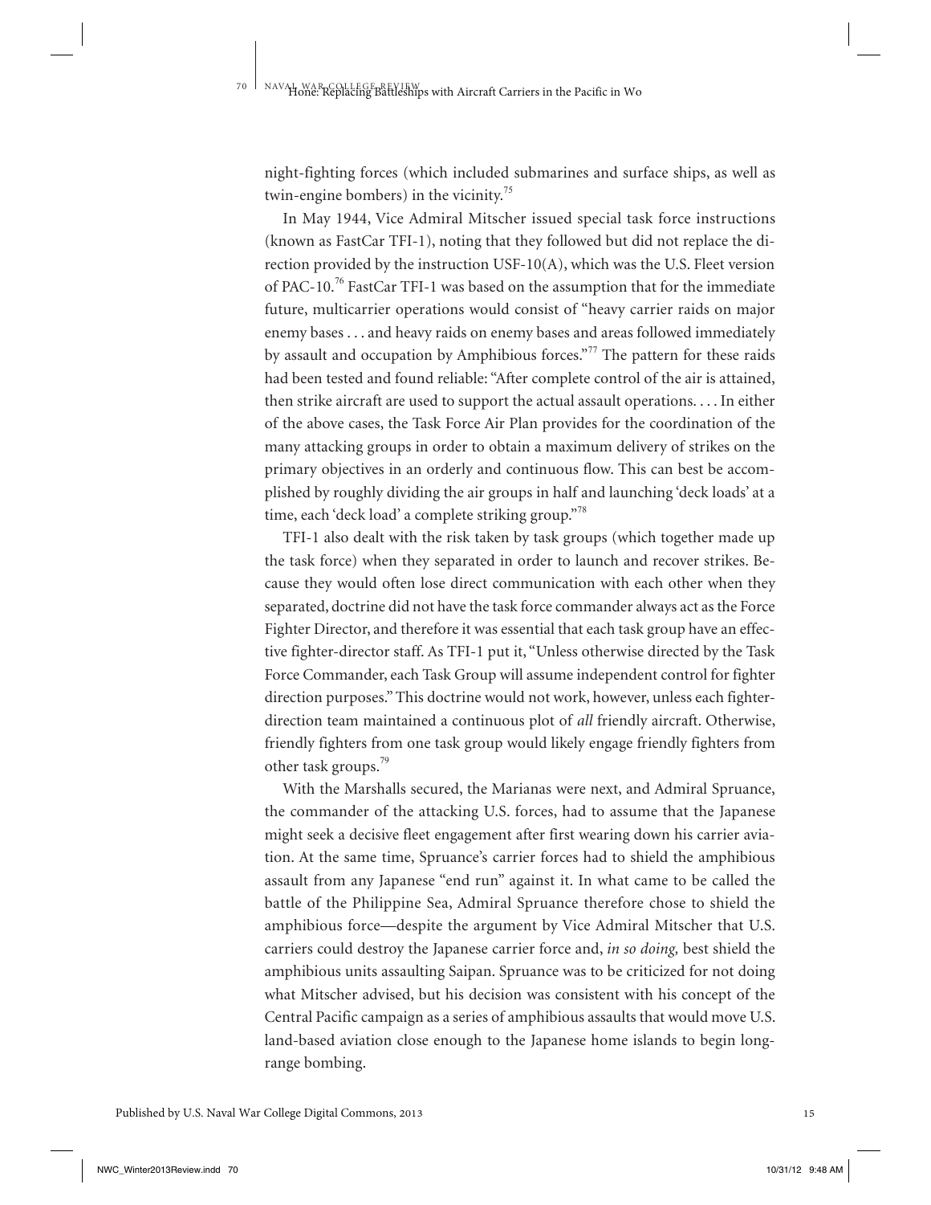night-fighting forces (which included submarines and surface ships, as well as twin-engine bombers) in the vicinity.[75]

In May 1944, Vice Admiral Mitscher issued special task force instructions (known as FastCar TFI-1), noting that they followed but did not replace the direction provided by the instruction USF-10(A), which was the U.S. Fleet version of PAC-10.[76] FastCar TFI-1 was based on the assumption that for the immediate future, multicarrier operations would consist of "heavy carrier raids on major enemy bases . . . and heavy raids on enemy bases and areas followed immediately by assault and occupation by Amphibious forces."[77] The pattern for these raids had been tested and found reliable: "After complete control of the air is attained, then strike aircraft are used to support the actual assault operations. . . . In either of the above cases, the Task Force Air Plan provides for the coordination of the many attacking groups in order to obtain a maximum delivery of strikes on the primary objectives in an orderly and continuous flow. This can best be accomplished by roughly dividing the air groups in half and launching 'deck loads' at a time, each 'deck load' a complete striking group."[78]

TFI-1 also dealt with the risk taken by task groups (which together made up the task force) when they separated in order to launch and recover strikes. Because they would often lose direct communication with each other when they separated, doctrine did not have the task force commander always act as the Force Fighter Director, and therefore it was essential that each task group have an effective fighter-director staff. As TFI-1 put it, "Unless otherwise directed by the Task Force Commander, each Task Group will assume independent control for fighter direction purposes." This doctrine would not work, however, unless each fighter-direction team maintained a continuous plot of *all* friendly aircraft. Otherwise, friendly fighters from one task group would likely engage friendly fighters from other task groups.[79]

With the Marshalls secured, the Marianas were next, and Admiral Spruance, the commander of the attacking U.S. forces, had to assume that the Japanese might seek a decisive fleet engagement after first wearing down his carrier aviation. At the same time, Spruance's carrier forces had to shield the amphibious assault from any Japanese "end run" against it. In what came to be called the battle of the Philippine Sea, Admiral Spruance therefore chose to shield the amphibious force—despite the argument by Vice Admiral Mitscher that U.S. carriers could destroy the Japanese carrier force and, *in so doing,* best shield the amphibious units assaulting Saipan. Spruance was to be criticized for not doing what Mitscher advised, but his decision was consistent with his concept of the Central Pacific campaign as a series of amphibious assaults that would move U.S. land-based aviation close enough to the Japanese home islands to begin long-range bombing.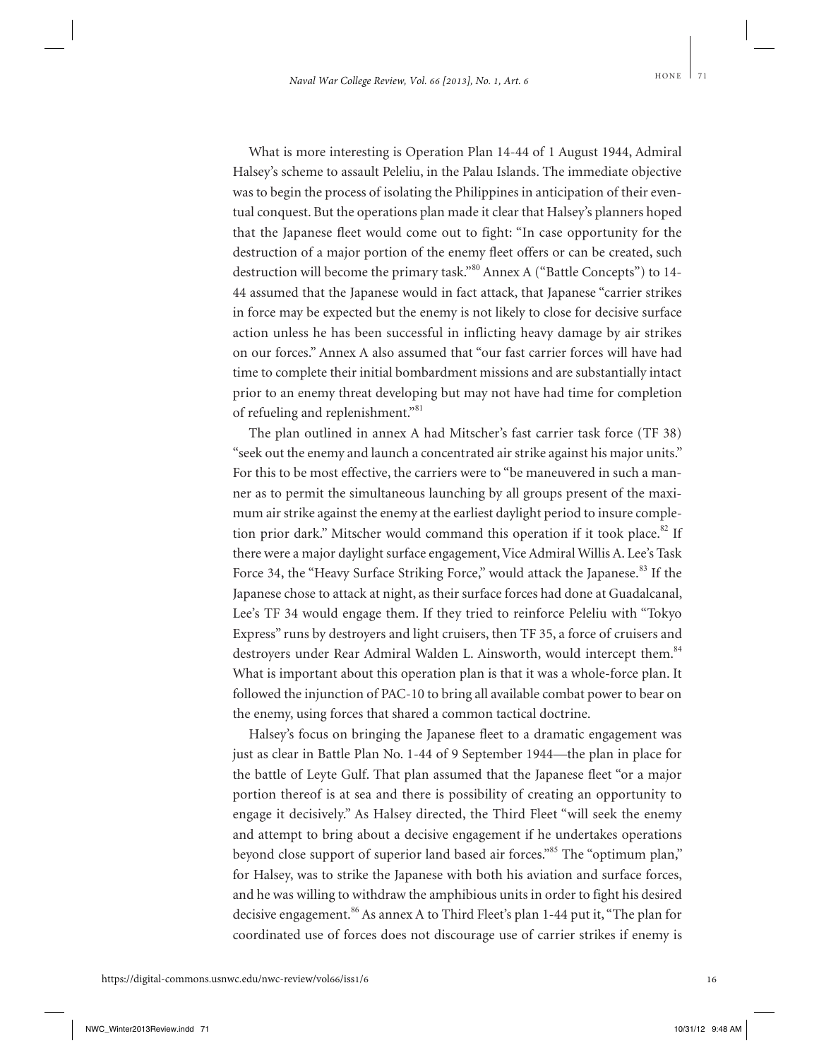What is more interesting is Operation Plan 14-44 of 1 August 1944, Admiral Halsey's scheme to assault Peleliu, in the Palau Islands. The immediate objective was to begin the process of isolating the Philippines in anticipation of their eventual conquest. But the operations plan made it clear that Halsey's planners hoped that the Japanese fleet would come out to fight: "In case opportunity for the destruction of a major portion of the enemy fleet offers or can be created, such destruction will become the primary task."[80] Annex A ("Battle Concepts") to 14-44 assumed that the Japanese would in fact attack, that Japanese "carrier strikes in force may be expected but the enemy is not likely to close for decisive surface action unless he has been successful in inflicting heavy damage by air strikes on our forces." Annex A also assumed that "our fast carrier forces will have had time to complete their initial bombardment missions and are substantially intact prior to an enemy threat developing but may not have had time for completion of refueling and replenishment."[81]

The plan outlined in annex A had Mitscher's fast carrier task force (TF 38) "seek out the enemy and launch a concentrated air strike against his major units." For this to be most effective, the carriers were to "be maneuvered in such a manner as to permit the simultaneous launching by all groups present of the maximum air strike against the enemy at the earliest daylight period to insure completion prior dark." Mitscher would command this operation if it took place.[82] If there were a major daylight surface engagement, Vice Admiral Willis A. Lee's Task Force 34, the "Heavy Surface Striking Force," would attack the Japanese.[83] If the Japanese chose to attack at night, as their surface forces had done at Guadalcanal, Lee's TF 34 would engage them. If they tried to reinforce Peleliu with "Tokyo Express" runs by destroyers and light cruisers, then TF 35, a force of cruisers and destroyers under Rear Admiral Walden L. Ainsworth, would intercept them.[84] What is important about this operation plan is that it was a whole-force plan. It followed the injunction of PAC-10 to bring all available combat power to bear on the enemy, using forces that shared a common tactical doctrine.

Halsey's focus on bringing the Japanese fleet to a dramatic engagement was just as clear in Battle Plan No. 1-44 of 9 September 1944—the plan in place for the battle of Leyte Gulf. That plan assumed that the Japanese fleet "or a major portion thereof is at sea and there is possibility of creating an opportunity to engage it decisively." As Halsey directed, the Third Fleet "will seek the enemy and attempt to bring about a decisive engagement if he undertakes operations beyond close support of superior land based air forces."[85] The "optimum plan," for Halsey, was to strike the Japanese with both his aviation and surface forces, and he was willing to withdraw the amphibious units in order to fight his desired decisive engagement.[86] As annex A to Third Fleet's plan 1-44 put it, "The plan for coordinated use of forces does not discourage use of carrier strikes if enemy is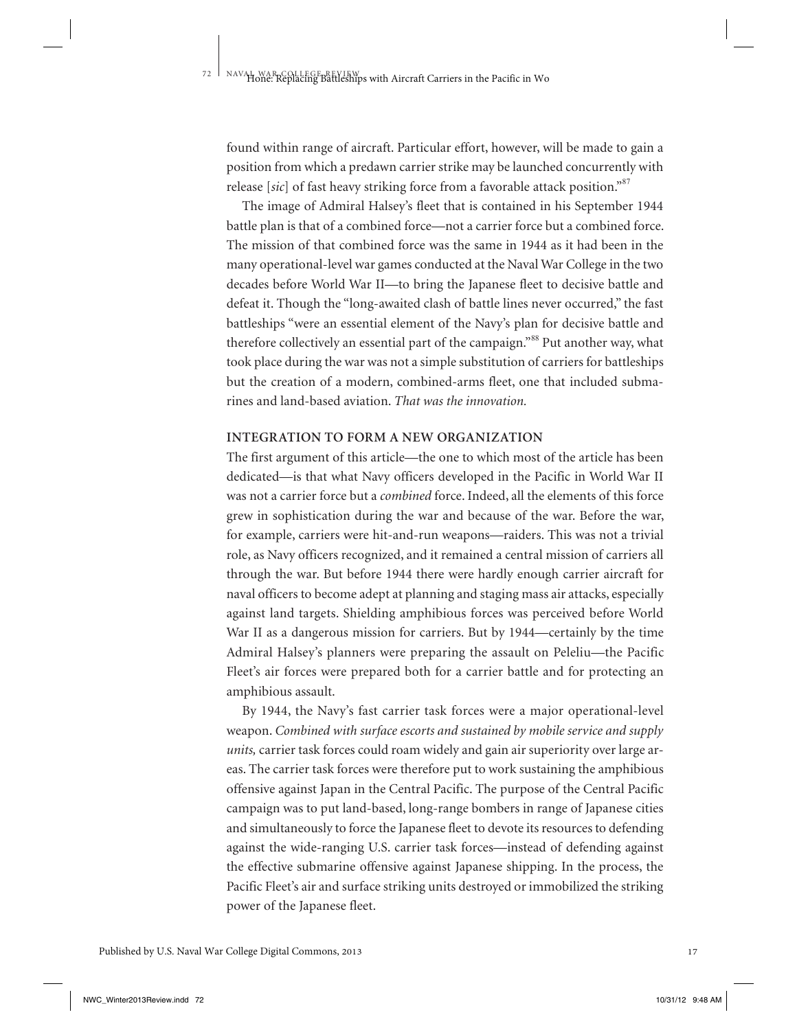found within range of aircraft. Particular effort, however, will be made to gain a position from which a predawn carrier strike may be launched concurrently with release [*sic*] of fast heavy striking force from a favorable attack position."[87]

The image of Admiral Halsey's fleet that is contained in his September 1944 battle plan is that of a combined force—not a carrier force but a combined force. The mission of that combined force was the same in 1944 as it had been in the many operational-level war games conducted at the Naval War College in the two decades before World War II—to bring the Japanese fleet to decisive battle and defeat it. Though the "long-awaited clash of battle lines never occurred," the fast battleships "were an essential element of the Navy's plan for decisive battle and therefore collectively an essential part of the campaign."[88] Put another way, what took place during the war was not a simple substitution of carriers for battleships but the creation of a modern, combined-arms fleet, one that included submarines and land-based aviation. *That was the innovation.*

## INTEGRATION TO FORM A NEW ORGANIZATION

The first argument of this article—the one to which most of the article has been dedicated—is that what Navy officers developed in the Pacific in World War II was not a carrier force but a *combined* force. Indeed, all the elements of this force grew in sophistication during the war and because of the war. Before the war, for example, carriers were hit-and-run weapons—raiders. This was not a trivial role, as Navy officers recognized, and it remained a central mission of carriers all through the war. But before 1944 there were hardly enough carrier aircraft for naval officers to become adept at planning and staging mass air attacks, especially against land targets. Shielding amphibious forces was perceived before World War II as a dangerous mission for carriers. But by 1944—certainly by the time Admiral Halsey's planners were preparing the assault on Peleliu—the Pacific Fleet's air forces were prepared both for a carrier battle and for protecting an amphibious assault.

By 1944, the Navy's fast carrier task forces were a major operational-level weapon. *Combined with surface escorts and sustained by mobile service and supply units,* carrier task forces could roam widely and gain air superiority over large areas. The carrier task forces were therefore put to work sustaining the amphibious offensive against Japan in the Central Pacific. The purpose of the Central Pacific campaign was to put land-based, long-range bombers in range of Japanese cities and simultaneously to force the Japanese fleet to devote its resources to defending against the wide-ranging U.S. carrier task forces—instead of defending against the effective submarine offensive against Japanese shipping. In the process, the Pacific Fleet's air and surface striking units destroyed or immobilized the striking power of the Japanese fleet.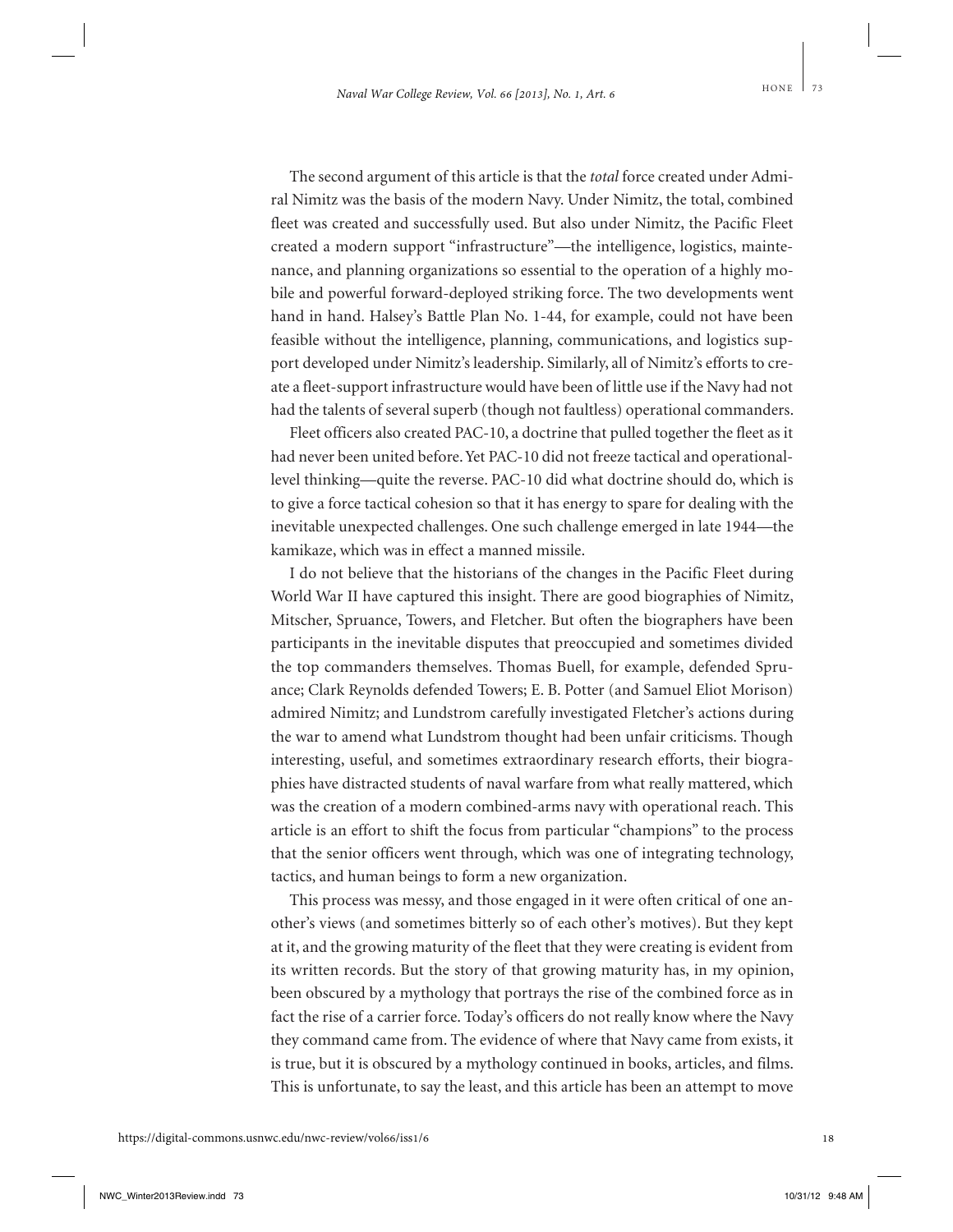The second argument of this article is that the *total* force created under Admiral Nimitz was the basis of the modern Navy. Under Nimitz, the total, combined fleet was created and successfully used. But also under Nimitz, the Pacific Fleet created a modern support "infrastructure"—the intelligence, logistics, maintenance, and planning organizations so essential to the operation of a highly mobile and powerful forward-deployed striking force. The two developments went hand in hand. Halsey's Battle Plan No. 1-44, for example, could not have been feasible without the intelligence, planning, communications, and logistics support developed under Nimitz's leadership. Similarly, all of Nimitz's efforts to create a fleet-support infrastructure would have been of little use if the Navy had not had the talents of several superb (though not faultless) operational commanders.

Fleet officers also created PAC-10, a doctrine that pulled together the fleet as it had never been united before. Yet PAC-10 did not freeze tactical and operational-level thinking—quite the reverse. PAC-10 did what doctrine should do, which is to give a force tactical cohesion so that it has energy to spare for dealing with the inevitable unexpected challenges. One such challenge emerged in late 1944—the kamikaze, which was in effect a manned missile.

I do not believe that the historians of the changes in the Pacific Fleet during World War II have captured this insight. There are good biographies of Nimitz, Mitscher, Spruance, Towers, and Fletcher. But often the biographers have been participants in the inevitable disputes that preoccupied and sometimes divided the top commanders themselves. Thomas Buell, for example, defended Spruance; Clark Reynolds defended Towers; E. B. Potter (and Samuel Eliot Morison) admired Nimitz; and Lundstrom carefully investigated Fletcher's actions during the war to amend what Lundstrom thought had been unfair criticisms. Though interesting, useful, and sometimes extraordinary research efforts, their biographies have distracted students of naval warfare from what really mattered, which was the creation of a modern combined-arms navy with operational reach. This article is an effort to shift the focus from particular "champions" to the process that the senior officers went through, which was one of integrating technology, tactics, and human beings to form a new organization.

This process was messy, and those engaged in it were often critical of one another's views (and sometimes bitterly so of each other's motives). But they kept at it, and the growing maturity of the fleet that they were creating is evident from its written records. But the story of that growing maturity has, in my opinion, been obscured by a mythology that portrays the rise of the combined force as in fact the rise of a carrier force. Today's officers do not really know where the Navy they command came from. The evidence of where that Navy came from exists, it is true, but it is obscured by a mythology continued in books, articles, and films. This is unfortunate, to say the least, and this article has been an attempt to move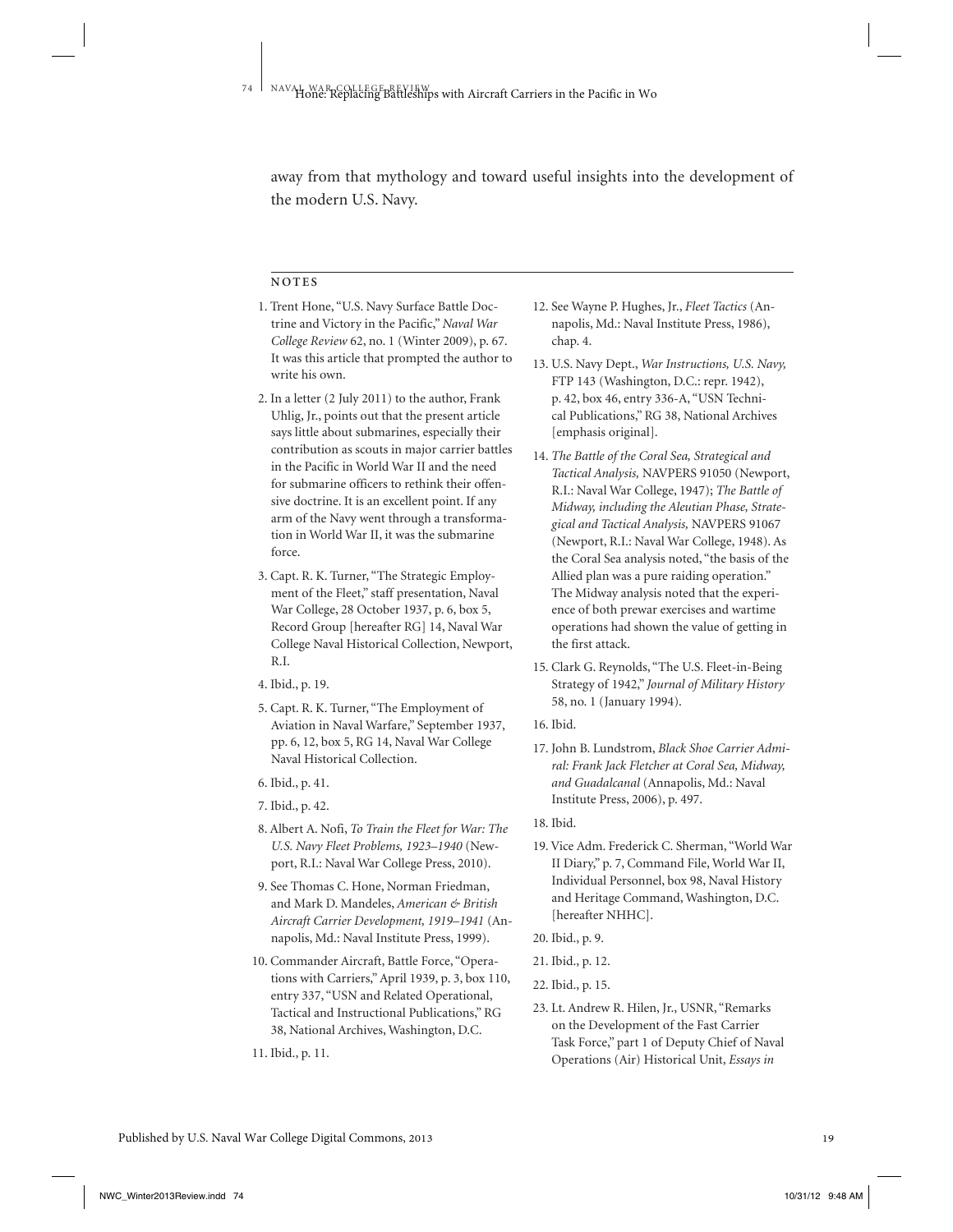away from that mythology and toward useful insights into the development of the modern U.S. Navy.

## NOTES

1. Trent Hone, "U.S. Navy Surface Battle Doctrine and Victory in the Pacific," *Naval War College Review* 62, no. 1 (Winter 2009), p. 67. It was this article that prompted the author to write his own.

2. In a letter (2 July 2011) to the author, Frank Uhlig, Jr., points out that the present article says little about submarines, especially their contribution as scouts in major carrier battles in the Pacific in World War II and the need for submarine officers to rethink their offensive doctrine. It is an excellent point. If any arm of the Navy went through a transformation in World War II, it was the submarine force.

3. Capt. R. K. Turner, "The Strategic Employment of the Fleet," staff presentation, Naval War College, 28 October 1937, p. 6, box 5, Record Group [hereafter RG] 14, Naval War College Naval Historical Collection, Newport, R.I.

4. Ibid., p. 19.

5. Capt. R. K. Turner, "The Employment of Aviation in Naval Warfare," September 1937, pp. 6, 12, box 5, RG 14, Naval War College Naval Historical Collection.

6. Ibid., p. 41.

7. Ibid., p. 42.

8. Albert A. Nofi, *To Train the Fleet for War: The U.S. Navy Fleet Problems, 1923–1940* (Newport, R.I.: Naval War College Press, 2010).

9. See Thomas C. Hone, Norman Friedman, and Mark D. Mandeles, *American & British Aircraft Carrier Development, 1919–1941* (Annapolis, Md.: Naval Institute Press, 1999).

10. Commander Aircraft, Battle Force, "Operations with Carriers," April 1939, p. 3, box 110, entry 337, "USN and Related Operational, Tactical and Instructional Publications," RG 38, National Archives, Washington, D.C.

11. Ibid., p. 11.

12. See Wayne P. Hughes, Jr., *Fleet Tactics* (Annapolis, Md.: Naval Institute Press, 1986), chap. 4.

13. U.S. Navy Dept., *War Instructions, U.S. Navy,* FTP 143 (Washington, D.C.: repr. 1942), p. 42, box 46, entry 336-A, "USN Technical Publications," RG 38, National Archives [emphasis original].

14. *The Battle of the Coral Sea, Strategical and Tactical Analysis,* NAVPERS 91050 (Newport, R.I.: Naval War College, 1947); *The Battle of Midway, including the Aleutian Phase, Strategical and Tactical Analysis,* NAVPERS 91067 (Newport, R.I.: Naval War College, 1948). As the Coral Sea analysis noted, "the basis of the Allied plan was a pure raiding operation." The Midway analysis noted that the experience of both prewar exercises and wartime operations had shown the value of getting in the first attack.

15. Clark G. Reynolds, "The U.S. Fleet-in-Being Strategy of 1942," *Journal of Military History* 58, no. 1 (January 1994).

16. Ibid.

17. John B. Lundstrom, *Black Shoe Carrier Admiral: Frank Jack Fletcher at Coral Sea, Midway, and Guadalcanal* (Annapolis, Md.: Naval Institute Press, 2006), p. 497.

18. Ibid.

19. Vice Adm. Frederick C. Sherman, "World War II Diary," p. 7, Command File, World War II, Individual Personnel, box 98, Naval History and Heritage Command, Washington, D.C. [hereafter NHHC].

20. Ibid., p. 9.

21. Ibid., p. 12.

22. Ibid., p. 15.

23. Lt. Andrew R. Hilen, Jr., USNR, "Remarks on the Development of the Fast Carrier Task Force," part 1 of Deputy Chief of Naval Operations (Air) Historical Unit, *Essays in*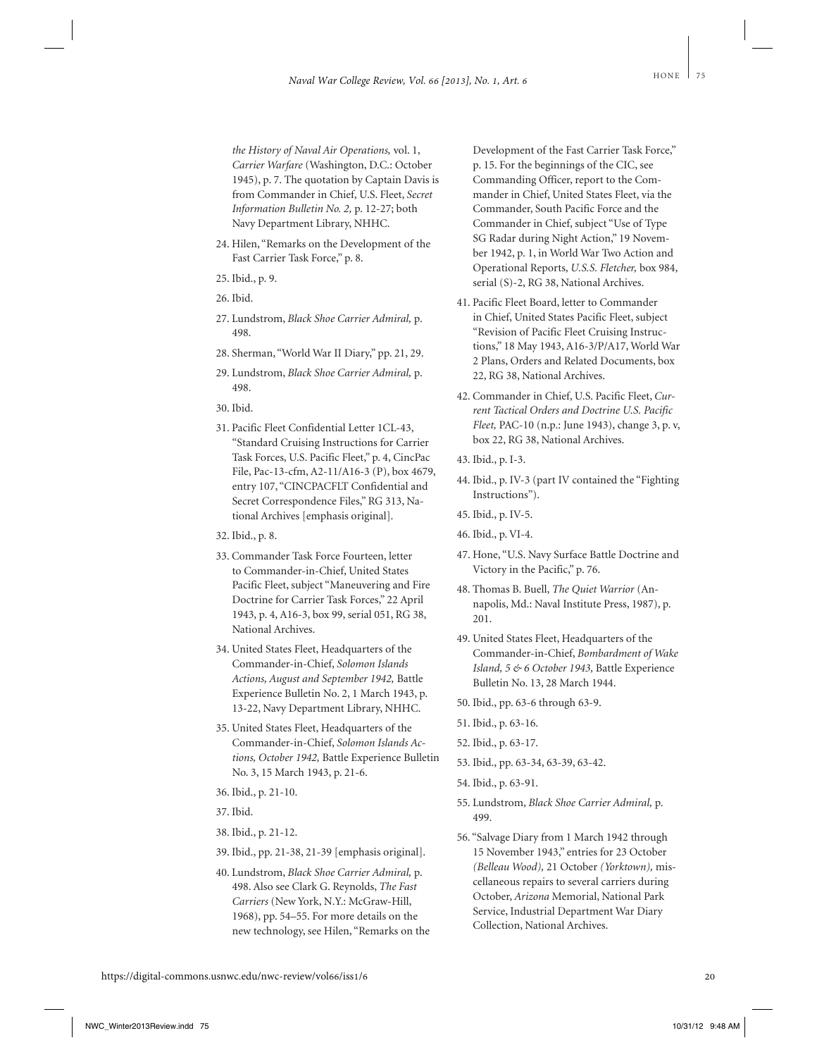*the History of Naval Air Operations,* vol. 1, *Carrier Warfare* (Washington, D.C.: October 1945), p. 7. The quotation by Captain Davis is from Commander in Chief, U.S. Fleet, *Secret Information Bulletin No. 2,* p. 12-27; both Navy Department Library, NHHC.

24. Hilen, "Remarks on the Development of the Fast Carrier Task Force," p. 8.

25. Ibid., p. 9.

26. Ibid.

27. Lundstrom, *Black Shoe Carrier Admiral,* p. 498.

28. Sherman, "World War II Diary," pp. 21, 29.

29. Lundstrom, *Black Shoe Carrier Admiral,* p. 498.

30. Ibid.

31. Pacific Fleet Confidential Letter 1CL-43, "Standard Cruising Instructions for Carrier Task Forces, U.S. Pacific Fleet," p. 4, CincPac File, Pac-13-cfm, A2-11/A16-3 (P), box 4679, entry 107, "CINCPACFLT Confidential and Secret Correspondence Files," RG 313, National Archives [emphasis original].

32. Ibid., p. 8.

33. Commander Task Force Fourteen, letter to Commander-in-Chief, United States Pacific Fleet, subject "Maneuvering and Fire Doctrine for Carrier Task Forces," 22 April 1943, p. 4, A16-3, box 99, serial 051, RG 38, National Archives.

34. United States Fleet, Headquarters of the Commander-in-Chief, *Solomon Islands Actions, August and September 1942,* Battle Experience Bulletin No. 2, 1 March 1943, p. 13-22, Navy Department Library, NHHC.

35. United States Fleet, Headquarters of the Commander-in-Chief, *Solomon Islands Actions, October 1942,* Battle Experience Bulletin No. 3, 15 March 1943, p. 21-6.

36. Ibid., p. 21-10.

37. Ibid.

38. Ibid., p. 21-12.

39. Ibid., pp. 21-38, 21-39 [emphasis original].

40. Lundstrom, *Black Shoe Carrier Admiral,* p. 498. Also see Clark G. Reynolds, *The Fast Carriers* (New York, N.Y.: McGraw-Hill, 1968), pp. 54–55. For more details on the new technology, see Hilen, "Remarks on the Development of the Fast Carrier Task Force," p. 15. For the beginnings of the CIC, see Commanding Officer, report to the Commander in Chief, United States Fleet, via the Commander, South Pacific Force and the Commander in Chief, subject "Use of Type SG Radar during Night Action," 19 November 1942, p. 1, in World War Two Action and Operational Reports, *U.S.S. Fletcher,* box 984, serial (S)-2, RG 38, National Archives.

41. Pacific Fleet Board, letter to Commander in Chief, United States Pacific Fleet, subject "Revision of Pacific Fleet Cruising Instructions," 18 May 1943, A16-3/P/A17, World War 2 Plans, Orders and Related Documents, box 22, RG 38, National Archives.

42. Commander in Chief, U.S. Pacific Fleet, *Current Tactical Orders and Doctrine U.S. Pacific Fleet,* PAC-10 (n.p.: June 1943), change 3, p. v, box 22, RG 38, National Archives.

43. Ibid., p. I-3.

44. Ibid., p. IV-3 (part IV contained the "Fighting Instructions").

45. Ibid., p. IV-5.

46. Ibid., p. VI-4.

47. Hone, "U.S. Navy Surface Battle Doctrine and Victory in the Pacific," p. 76.

48. Thomas B. Buell, *The Quiet Warrior* (Annapolis, Md.: Naval Institute Press, 1987), p. 201.

49. United States Fleet, Headquarters of the Commander-in-Chief, *Bombardment of Wake Island, 5 & 6 October 1943,* Battle Experience Bulletin No. 13, 28 March 1944.

50. Ibid., pp. 63-6 through 63-9.

51. Ibid., p. 63-16.

52. Ibid., p. 63-17.

53. Ibid., pp. 63-34, 63-39, 63-42.

54. Ibid., p. 63-91.

55. Lundstrom, *Black Shoe Carrier Admiral,* p. 499.

56. "Salvage Diary from 1 March 1942 through 15 November 1943," entries for 23 October *(Belleau Wood),* 21 October *(Yorktown),* miscellaneous repairs to several carriers during October, *Arizona* Memorial, National Park Service, Industrial Department War Diary Collection, National Archives.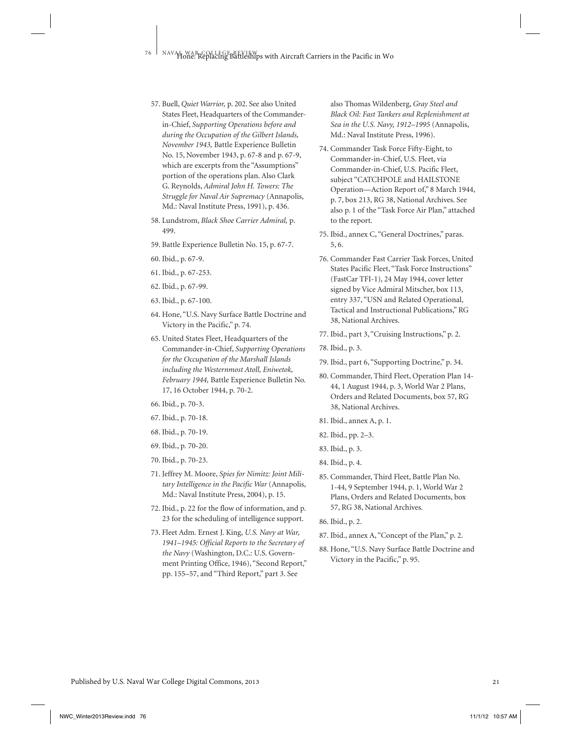57. Buell, *Quiet Warrior,* p. 202. See also United States Fleet, Headquarters of the Commander-in-Chief, *Supporting Operations before and during the Occupation of the Gilbert Islands, November 1943,* Battle Experience Bulletin No. 15, November 1943, p. 67-8 and p. 67-9, which are excerpts from the "Assumptions" portion of the operations plan. Also Clark G. Reynolds, *Admiral John H. Towers: The Struggle for Naval Air Supremacy* (Annapolis, Md.: Naval Institute Press, 1991), p. 436.

58. Lundstrom, *Black Shoe Carrier Admiral,* p. 499.

59. Battle Experience Bulletin No. 15, p. 67-7.

60. Ibid., p. 67-9.

61. Ibid., p. 67-253.

62. Ibid., p. 67-99.

63. Ibid., p. 67-100.

64. Hone, "U.S. Navy Surface Battle Doctrine and Victory in the Pacific," p. 74.

65. United States Fleet, Headquarters of the Commander-in-Chief, *Supporting Operations for the Occupation of the Marshall Islands including the Westernmost Atoll, Eniwetok, February 1944,* Battle Experience Bulletin No. 17, 16 October 1944, p. 70-2.

66. Ibid., p. 70-3.

67. Ibid., p. 70-18.

68. Ibid., p. 70-19.

69. Ibid., p. 70-20.

70. Ibid., p. 70-23.

71. Jeffrey M. Moore, *Spies for Nimitz: Joint Military Intelligence in the Pacific War* (Annapolis, Md.: Naval Institute Press, 2004), p. 15.

72. Ibid., p. 22 for the flow of information, and p. 23 for the scheduling of intelligence support.

73. Fleet Adm. Ernest J. King, *U.S. Navy at War, 1941–1945: Official Reports to the Secretary of the Navy* (Washington, D.C.: U.S. Government Printing Office, 1946), "Second Report," pp. 155–57, and "Third Report," part 3. See also Thomas Wildenberg, *Gray Steel and Black Oil: Fast Tankers and Replenishment at Sea in the U.S. Navy, 1912–1995* (Annapolis, Md.: Naval Institute Press, 1996).

74. Commander Task Force Fifty-Eight, to Commander-in-Chief, U.S. Fleet, via Commander-in-Chief, U.S. Pacific Fleet, subject "CATCHPOLE and HAILSTONE Operation—Action Report of," 8 March 1944, p. 7, box 213, RG 38, National Archives. See also p. 1 of the "Task Force Air Plan," attached to the report.

75. Ibid., annex C, "General Doctrines," paras. 5, 6.

76. Commander Fast Carrier Task Forces, United States Pacific Fleet, "Task Force Instructions" (FastCar TFI-1), 24 May 1944, cover letter signed by Vice Admiral Mitscher, box 113, entry 337, "USN and Related Operational, Tactical and Instructional Publications," RG 38, National Archives.

77. Ibid., part 3, "Cruising Instructions," p. 2.

78. Ibid., p. 3.

79. Ibid., part 6, "Supporting Doctrine," p. 34.

80. Commander, Third Fleet, Operation Plan 14-44, 1 August 1944, p. 3, World War 2 Plans, Orders and Related Documents, box 57, RG 38, National Archives.

81. Ibid., annex A, p. 1.

82. Ibid., pp. 2–3.

83. Ibid., p. 3.

84. Ibid., p. 4.

85. Commander, Third Fleet, Battle Plan No. 1-44, 9 September 1944, p. 1, World War 2 Plans, Orders and Related Documents, box 57, RG 38, National Archives.

86. Ibid., p. 2.

87. Ibid., annex A, "Concept of the Plan," p. 2.

88. Hone, "U.S. Navy Surface Battle Doctrine and Victory in the Pacific," p. 95.